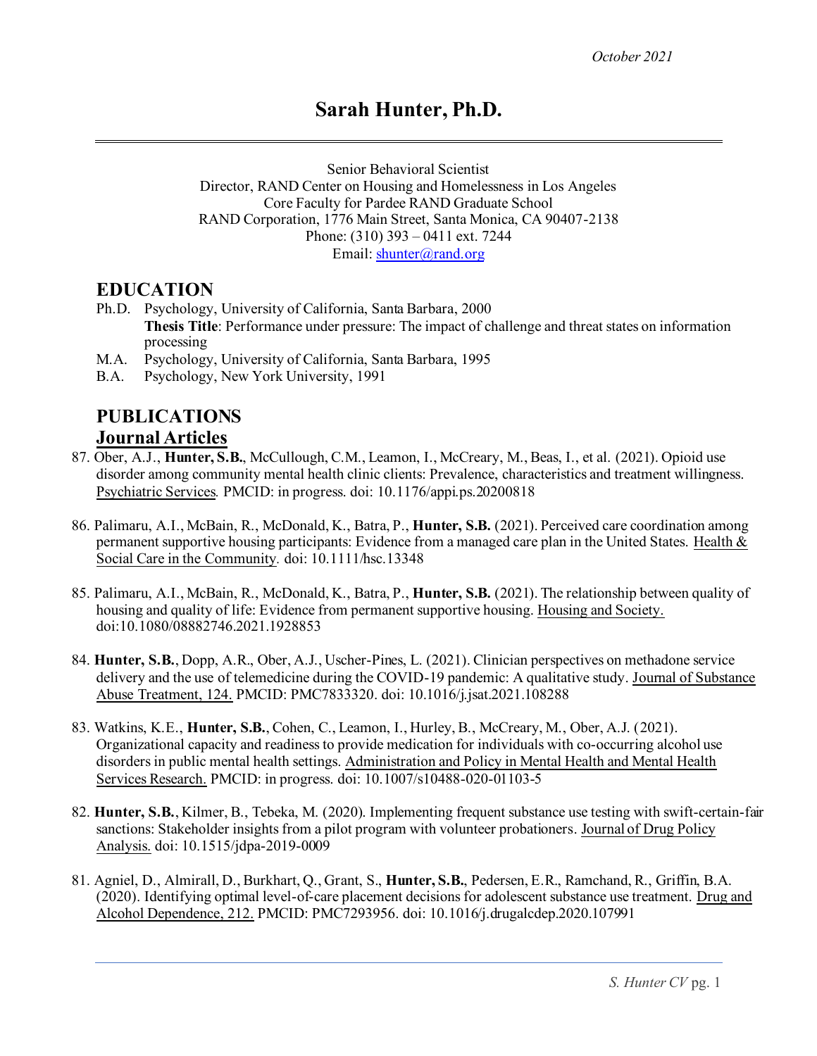*October 2021*

# Sarah Hunter, Ph.D.

Senior Behavioral Scientist
Director, RAND Center on Housing and Homelessness in Los Angeles
Core Faculty for Pardee RAND Graduate School
RAND Corporation, 1776 Main Street, Santa Monica, CA 90407-2138
Phone: (310) 393 – 0411 ext. 7244
Email: shunter@rand.org

## EDUCATION

Ph.D. Psychology, University of California, Santa Barbara, 2000
**Thesis Title**: Performance under pressure: The impact of challenge and threat states on information processing

M.A. Psychology, University of California, Santa Barbara, 1995

B.A. Psychology, New York University, 1991

## PUBLICATIONS

### Journal Articles

87. Ober, A.J., **Hunter, S.B.**, McCullough, C.M., Leamon, I., McCreary, M., Beas, I., et al. (2021). Opioid use disorder among community mental health clinic clients: Prevalence, characteristics and treatment willingness. Psychiatric Services. PMCID: in progress. doi: 10.1176/appi.ps.20200818

86. Palimaru, A.I., McBain, R., McDonald, K., Batra, P., **Hunter, S.B.** (2021). Perceived care coordination among permanent supportive housing participants: Evidence from a managed care plan in the United States. Health & Social Care in the Community. doi: 10.1111/hsc.13348

85. Palimaru, A.I., McBain, R., McDonald, K., Batra, P., **Hunter, S.B.** (2021). The relationship between quality of housing and quality of life: Evidence from permanent supportive housing. Housing and Society. doi:10.1080/08882746.2021.1928853

84. **Hunter, S.B.**, Dopp, A.R., Ober, A.J., Uscher-Pines, L. (2021). Clinician perspectives on methadone service delivery and the use of telemedicine during the COVID-19 pandemic: A qualitative study. Journal of Substance Abuse Treatment, 124. PMCID: PMC7833320. doi: 10.1016/j.jsat.2021.108288

83. Watkins, K.E., **Hunter, S.B.**, Cohen, C., Leamon, I., Hurley, B., McCreary, M., Ober, A.J. (2021). Organizational capacity and readiness to provide medication for individuals with co-occurring alcohol use disorders in public mental health settings. Administration and Policy in Mental Health and Mental Health Services Research. PMCID: in progress. doi: 10.1007/s10488-020-01103-5

82. **Hunter, S.B.**, Kilmer, B., Tebeka, M. (2020). Implementing frequent substance use testing with swift-certain-fair sanctions: Stakeholder insights from a pilot program with volunteer probationers. Journal of Drug Policy Analysis. doi: 10.1515/jdpa-2019-0009

81. Agniel, D., Almirall, D., Burkhart, Q., Grant, S., **Hunter, S.B.**, Pedersen, E.R., Ramchand, R., Griffin, B.A. (2020). Identifying optimal level-of-care placement decisions for adolescent substance use treatment. Drug and Alcohol Dependence, 212. PMCID: PMC7293956. doi: 10.1016/j.drugalcdep.2020.107991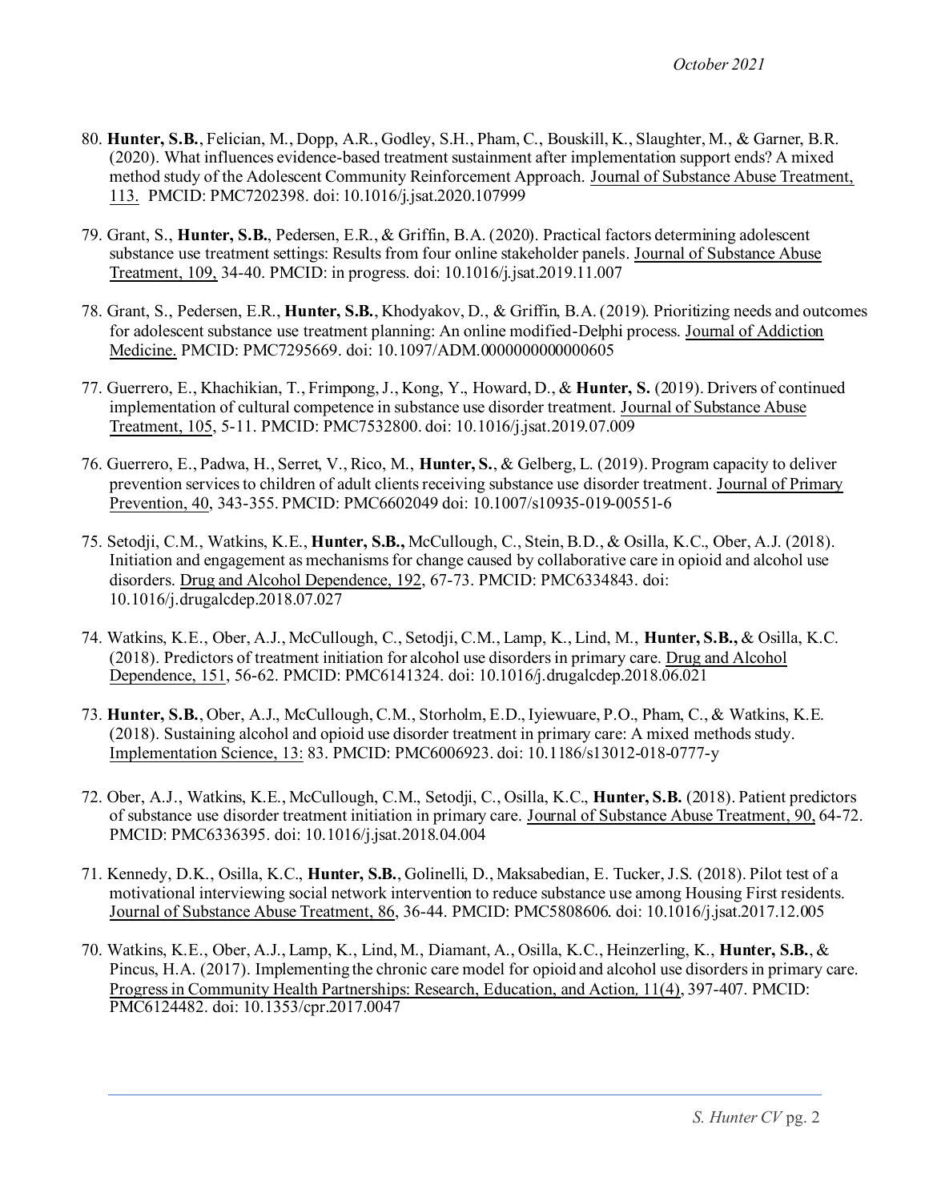80. **Hunter, S.B.**, Felician, M., Dopp, A.R., Godley, S.H., Pham, C., Bouskill, K., Slaughter, M., & Garner, B.R. (2020). What influences evidence-based treatment sustainment after implementation support ends? A mixed method study of the Adolescent Community Reinforcement Approach. Journal of Substance Abuse Treatment, 113. PMCID: PMC7202398. doi: 10.1016/j.jsat.2020.107999

79. Grant, S., **Hunter, S.B.**, Pedersen, E.R., & Griffin, B.A. (2020). Practical factors determining adolescent substance use treatment settings: Results from four online stakeholder panels. Journal of Substance Abuse Treatment, 109, 34-40. PMCID: in progress. doi: 10.1016/j.jsat.2019.11.007

78. Grant, S., Pedersen, E.R., **Hunter, S.B.**, Khodyakov, D., & Griffin, B.A. (2019). Prioritizing needs and outcomes for adolescent substance use treatment planning: An online modified-Delphi process. Journal of Addiction Medicine. PMCID: PMC7295669. doi: 10.1097/ADM.0000000000000605

77. Guerrero, E., Khachikian, T., Frimpong, J., Kong, Y., Howard, D., & **Hunter, S.** (2019). Drivers of continued implementation of cultural competence in substance use disorder treatment. Journal of Substance Abuse Treatment, 105, 5-11. PMCID: PMC7532800. doi: 10.1016/j.jsat.2019.07.009

76. Guerrero, E., Padwa, H., Serret, V., Rico, M., **Hunter, S.**, & Gelberg, L. (2019). Program capacity to deliver prevention services to children of adult clients receiving substance use disorder treatment. Journal of Primary Prevention, 40, 343-355. PMCID: PMC6602049 doi: 10.1007/s10935-019-00551-6

75. Setodji, C.M., Watkins, K.E., **Hunter, S.B.,** McCullough, C., Stein, B.D., & Osilla, K.C., Ober, A.J. (2018). Initiation and engagement as mechanisms for change caused by collaborative care in opioid and alcohol use disorders. Drug and Alcohol Dependence, 192, 67-73. PMCID: PMC6334843. doi: 10.1016/j.drugalcdep.2018.07.027

74. Watkins, K.E., Ober, A.J., McCullough, C., Setodji, C.M., Lamp, K., Lind, M., **Hunter, S.B.,** & Osilla, K.C. (2018). Predictors of treatment initiation for alcohol use disorders in primary care. Drug and Alcohol Dependence, 151, 56-62. PMCID: PMC6141324. doi: 10.1016/j.drugalcdep.2018.06.021

73. **Hunter, S.B.**, Ober, A.J., McCullough, C.M., Storholm, E.D., Iyiewuare, P.O., Pham, C., & Watkins, K.E. (2018). Sustaining alcohol and opioid use disorder treatment in primary care: A mixed methods study. Implementation Science, 13: 83. PMCID: PMC6006923. doi: 10.1186/s13012-018-0777-y

72. Ober, A.J., Watkins, K.E., McCullough, C.M., Setodji, C., Osilla, K.C., **Hunter, S.B.** (2018). Patient predictors of substance use disorder treatment initiation in primary care. Journal of Substance Abuse Treatment, 90, 64-72. PMCID: PMC6336395. doi: 10.1016/j.jsat.2018.04.004

71. Kennedy, D.K., Osilla, K.C., **Hunter, S.B.**, Golinelli, D., Maksabedian, E. Tucker, J.S. (2018). Pilot test of a motivational interviewing social network intervention to reduce substance use among Housing First residents. Journal of Substance Abuse Treatment, 86, 36-44. PMCID: PMC5808606. doi: 10.1016/j.jsat.2017.12.005

70. Watkins, K.E., Ober, A.J., Lamp, K., Lind, M., Diamant, A., Osilla, K.C., Heinzerling, K., **Hunter, S.B.**, & Pincus, H.A. (2017). Implementing the chronic care model for opioid and alcohol use disorders in primary care. Progress in Community Health Partnerships: Research, Education, and Action, 11(4), 397-407. PMCID: PMC6124482. doi: 10.1353/cpr.2017.0047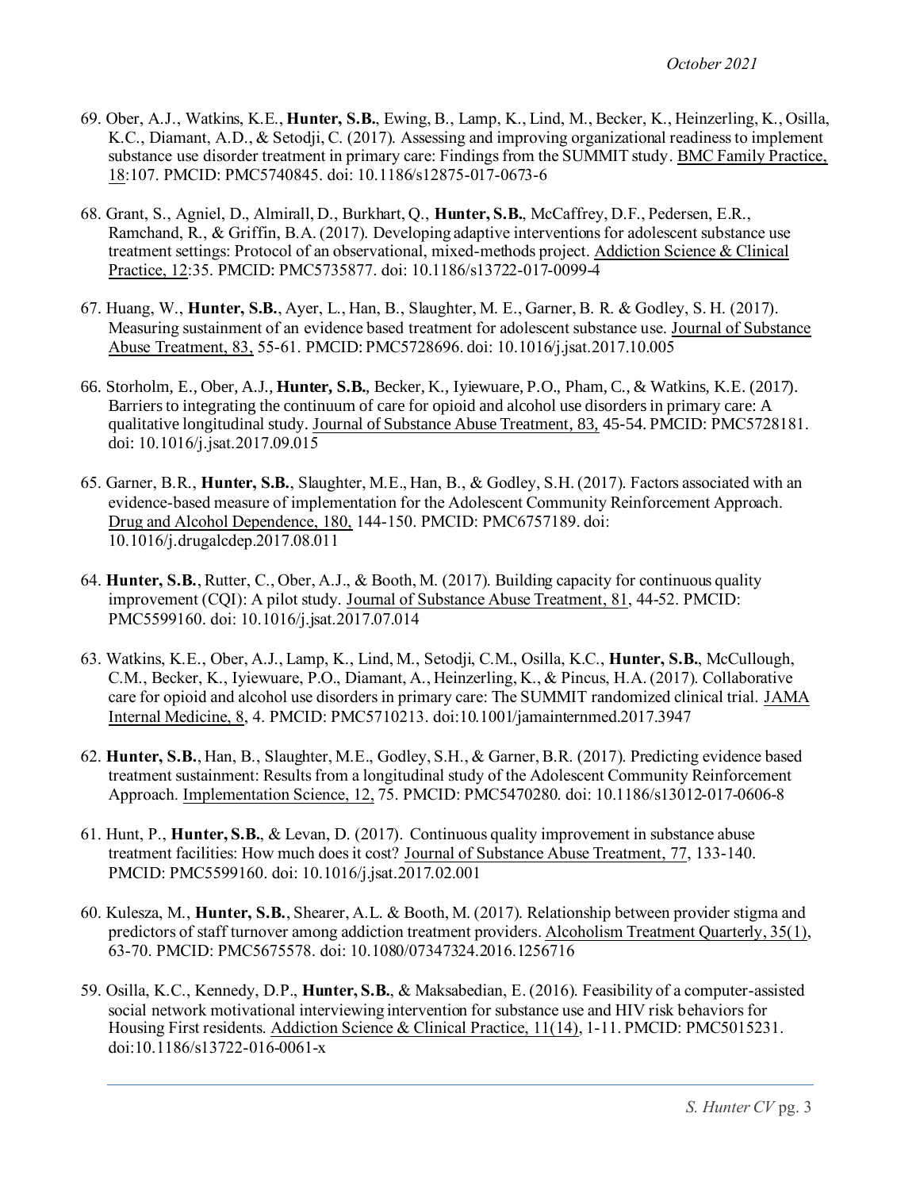69. Ober, A.J., Watkins, K.E., **Hunter, S.B.**, Ewing, B., Lamp, K., Lind, M., Becker, K., Heinzerling, K., Osilla, K.C., Diamant, A.D., & Setodji, C. (2017). Assessing and improving organizational readiness to implement substance use disorder treatment in primary care: Findings from the SUMMIT study. <u>BMC Family Practice, 18</u>:107. PMCID: PMC5740845. doi: 10.1186/s12875-017-0673-6

68. Grant, S., Agniel, D., Almirall, D., Burkhart, Q., **Hunter, S.B.**, McCaffrey, D.F., Pedersen, E.R., Ramchand, R., & Griffin, B.A. (2017). Developing adaptive interventions for adolescent substance use treatment settings: Protocol of an observational, mixed-methods project. <u>Addiction Science & Clinical Practice, 12</u>:35. PMCID: PMC5735877. doi: 10.1186/s13722-017-0099-4

67. Huang, W., **Hunter, S.B.**, Ayer, L., Han, B., Slaughter, M. E., Garner, B. R. & Godley, S. H. (2017). Measuring sustainment of an evidence based treatment for adolescent substance use. <u>Journal of Substance Abuse Treatment, 83,</u> 55-61. PMCID: PMC5728696. doi: 10.1016/j.jsat.2017.10.005

66. Storholm, E., Ober, A.J., **Hunter, S.B.**, Becker, K., Iyiewuare, P.O., Pham, C., & Watkins, K.E. (2017). Barriers to integrating the continuum of care for opioid and alcohol use disorders in primary care: A qualitative longitudinal study. <u>Journal of Substance Abuse Treatment, 83,</u> 45-54. PMCID: PMC5728181. doi: 10.1016/j.jsat.2017.09.015

65. Garner, B.R., **Hunter, S.B.**, Slaughter, M.E., Han, B., & Godley, S.H. (2017). Factors associated with an evidence-based measure of implementation for the Adolescent Community Reinforcement Approach. <u>Drug and Alcohol Dependence, 180,</u> 144-150. PMCID: PMC6757189. doi: 10.1016/j.drugalcdep.2017.08.011

64. **Hunter, S.B.**, Rutter, C., Ober, A.J., & Booth, M. (2017). Building capacity for continuous quality improvement (CQI): A pilot study. <u>Journal of Substance Abuse Treatment, 81</u>, 44-52. PMCID: PMC5599160. doi: 10.1016/j.jsat.2017.07.014

63. Watkins, K.E., Ober, A.J., Lamp, K., Lind, M., Setodji, C.M., Osilla, K.C., **Hunter, S.B.**, McCullough, C.M., Becker, K., Iyiewuare, P.O., Diamant, A., Heinzerling, K., & Pincus, H.A. (2017). Collaborative care for opioid and alcohol use disorders in primary care: The SUMMIT randomized clinical trial. <u>JAMA Internal Medicine, 8</u>, 4. PMCID: PMC5710213. doi:10.1001/jamainternmed.2017.3947

62. **Hunter, S.B.**, Han, B., Slaughter, M.E., Godley, S.H., & Garner, B.R. (2017). Predicting evidence based treatment sustainment: Results from a longitudinal study of the Adolescent Community Reinforcement Approach. <u>Implementation Science, 12,</u> 75. PMCID: PMC5470280. doi: 10.1186/s13012-017-0606-8

61. Hunt, P., **Hunter, S.B.**, & Levan, D. (2017). Continuous quality improvement in substance abuse treatment facilities: How much does it cost? <u>Journal of Substance Abuse Treatment, 77</u>, 133-140. PMCID: PMC5599160. doi: 10.1016/j.jsat.2017.02.001

60. Kulesza, M., **Hunter, S.B.**, Shearer, A.L. & Booth, M. (2017). Relationship between provider stigma and predictors of staff turnover among addiction treatment providers. <u>Alcoholism Treatment Quarterly, 35(1)</u>, 63-70. PMCID: PMC5675578. doi: 10.1080/07347324.2016.1256716

59. Osilla, K.C., Kennedy, D.P., **Hunter, S.B.**, & Maksabedian, E. (2016). Feasibility of a computer-assisted social network motivational interviewing intervention for substance use and HIV risk behaviors for Housing First residents. <u>Addiction Science & Clinical Practice, 11(14)</u>, 1-11. PMCID: PMC5015231. doi:10.1186/s13722-016-0061-x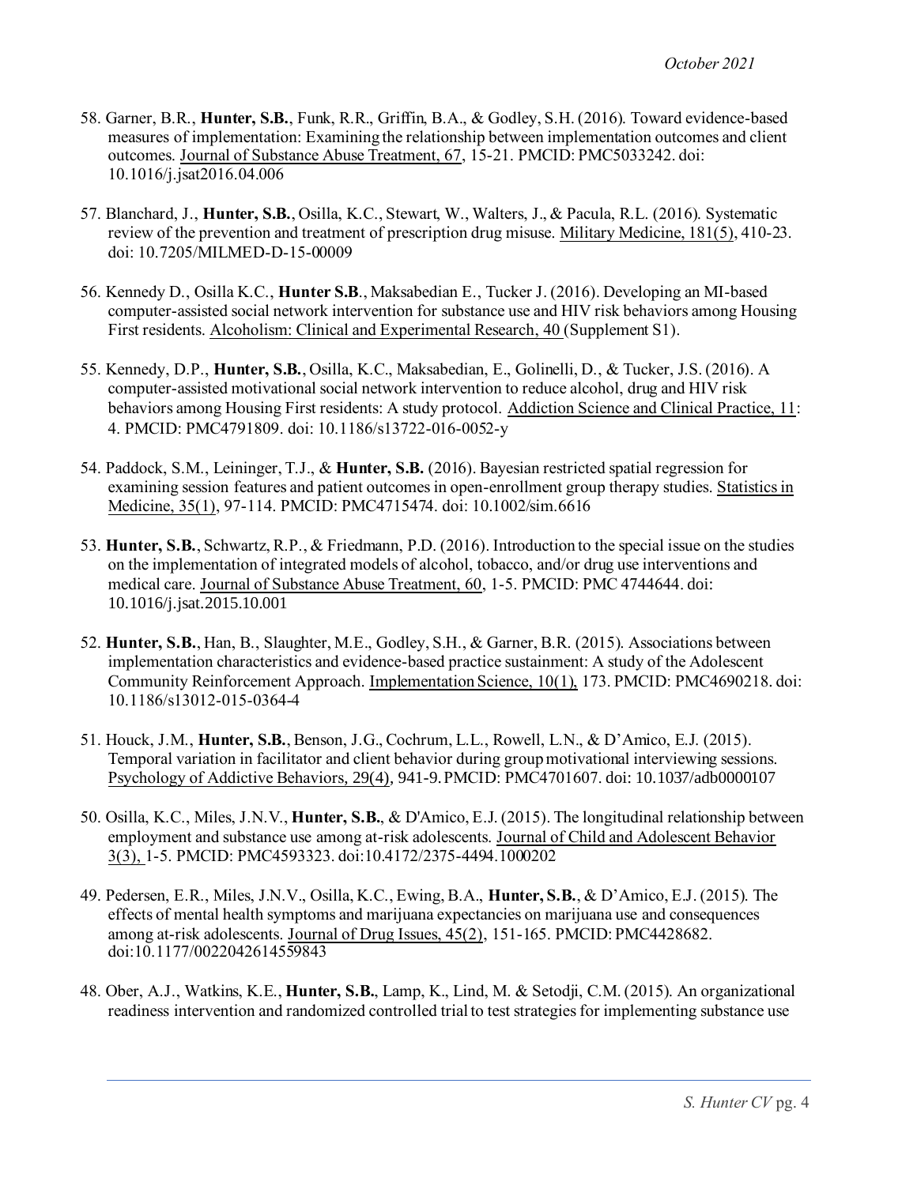58. Garner, B.R., **Hunter, S.B.**, Funk, R.R., Griffin, B.A., & Godley, S.H. (2016). Toward evidence-based measures of implementation: Examining the relationship between implementation outcomes and client outcomes. Journal of Substance Abuse Treatment, 67, 15-21. PMCID: PMC5033242. doi: 10.1016/j.jsat2016.04.006

57. Blanchard, J., **Hunter, S.B.**, Osilla, K.C., Stewart, W., Walters, J., & Pacula, R.L. (2016). Systematic review of the prevention and treatment of prescription drug misuse. Military Medicine, 181(5), 410-23. doi: 10.7205/MILMED-D-15-00009

56. Kennedy D., Osilla K.C., **Hunter S.B**., Maksabedian E., Tucker J. (2016). Developing an MI-based computer-assisted social network intervention for substance use and HIV risk behaviors among Housing First residents. Alcoholism: Clinical and Experimental Research, 40 (Supplement S1).

55. Kennedy, D.P., **Hunter, S.B.**, Osilla, K.C., Maksabedian, E., Golinelli, D., & Tucker, J.S. (2016). A computer-assisted motivational social network intervention to reduce alcohol, drug and HIV risk behaviors among Housing First residents: A study protocol. Addiction Science and Clinical Practice, 11: 4. PMCID: PMC4791809. doi: 10.1186/s13722-016-0052-y

54. Paddock, S.M., Leininger, T.J., & **Hunter, S.B.** (2016). Bayesian restricted spatial regression for examining session features and patient outcomes in open-enrollment group therapy studies. Statistics in Medicine, 35(1), 97-114. PMCID: PMC4715474. doi: 10.1002/sim.6616

53. **Hunter, S.B.**, Schwartz, R.P., & Friedmann, P.D. (2016). Introduction to the special issue on the studies on the implementation of integrated models of alcohol, tobacco, and/or drug use interventions and medical care. Journal of Substance Abuse Treatment, 60, 1-5. PMCID: PMC 4744644. doi: 10.1016/j.jsat.2015.10.001

52. **Hunter, S.B.**, Han, B., Slaughter, M.E., Godley, S.H., & Garner, B.R. (2015). Associations between implementation characteristics and evidence-based practice sustainment: A study of the Adolescent Community Reinforcement Approach. Implementation Science, 10(1), 173. PMCID: PMC4690218. doi: 10.1186/s13012-015-0364-4

51. Houck, J.M., **Hunter, S.B.**, Benson, J.G., Cochrum, L.L., Rowell, L.N., & D'Amico, E.J. (2015). Temporal variation in facilitator and client behavior during group motivational interviewing sessions. Psychology of Addictive Behaviors, 29(4), 941-9. PMCID: PMC4701607. doi: 10.1037/adb0000107

50. Osilla, K.C., Miles, J.N.V., **Hunter, S.B.**, & D'Amico, E.J. (2015). The longitudinal relationship between employment and substance use among at-risk adolescents. Journal of Child and Adolescent Behavior 3(3), 1-5. PMCID: PMC4593323. doi:10.4172/2375-4494.1000202

49. Pedersen, E.R., Miles, J.N.V., Osilla, K.C., Ewing, B.A., **Hunter, S.B.**, & D'Amico, E.J. (2015). The effects of mental health symptoms and marijuana expectancies on marijuana use and consequences among at-risk adolescents. Journal of Drug Issues, 45(2), 151-165. PMCID: PMC4428682. doi:10.1177/0022042614559843

48. Ober, A.J., Watkins, K.E., **Hunter, S.B.**, Lamp, K., Lind, M. & Setodji, C.M. (2015). An organizational readiness intervention and randomized controlled trial to test strategies for implementing substance use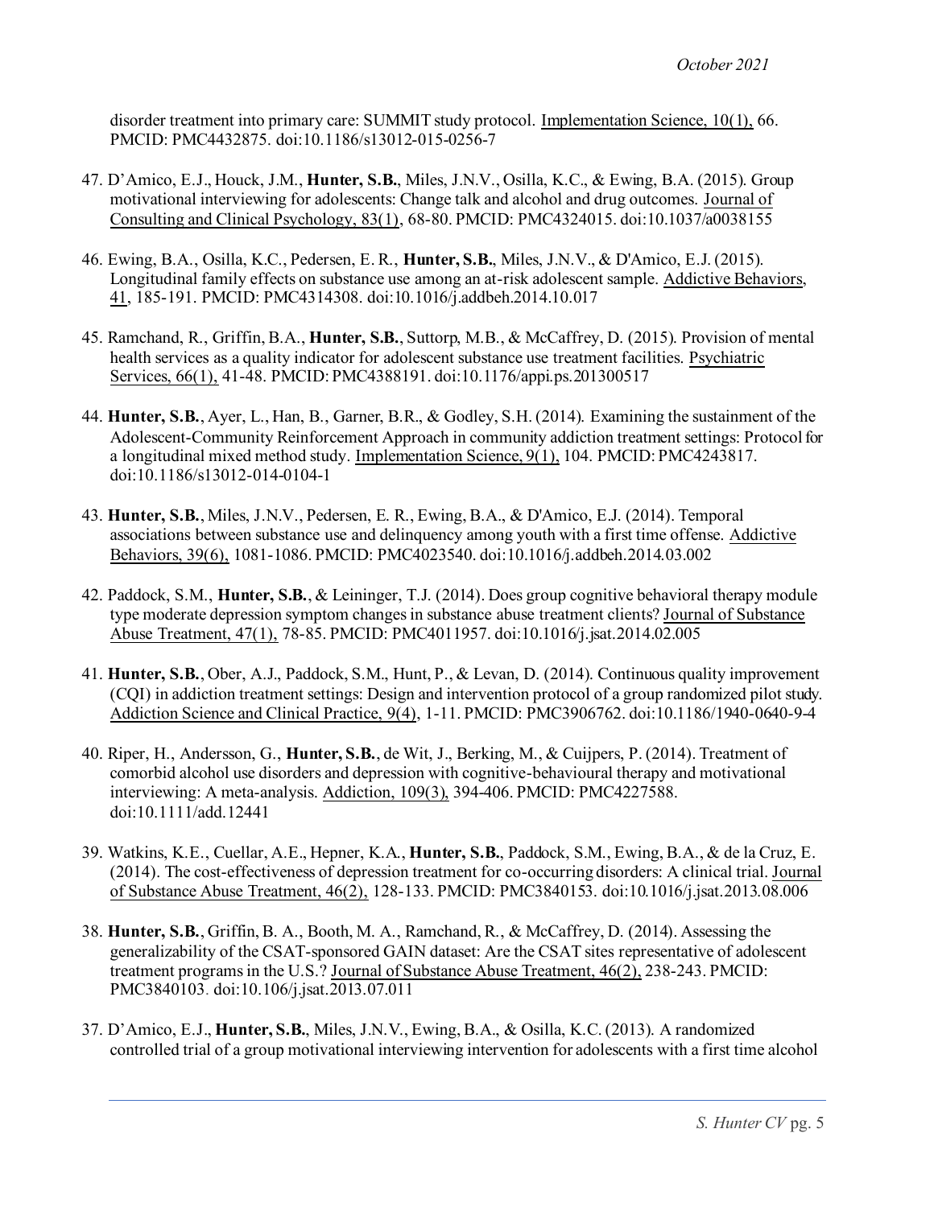disorder treatment into primary care: SUMMIT study protocol. Implementation Science, 10(1), 66. PMCID: PMC4432875. doi:10.1186/s13012-015-0256-7

47. D'Amico, E.J., Houck, J.M., **Hunter, S.B.**, Miles, J.N.V., Osilla, K.C., & Ewing, B.A. (2015). Group motivational interviewing for adolescents: Change talk and alcohol and drug outcomes. Journal of Consulting and Clinical Psychology, 83(1), 68-80. PMCID: PMC4324015. doi:10.1037/a0038155

46. Ewing, B.A., Osilla, K.C., Pedersen, E. R., **Hunter, S.B.**, Miles, J.N.V., & D'Amico, E.J. (2015). Longitudinal family effects on substance use among an at-risk adolescent sample. Addictive Behaviors, 41, 185-191. PMCID: PMC4314308. doi:10.1016/j.addbeh.2014.10.017

45. Ramchand, R., Griffin, B.A., **Hunter, S.B.**, Suttorp, M.B., & McCaffrey, D. (2015). Provision of mental health services as a quality indicator for adolescent substance use treatment facilities. Psychiatric Services, 66(1), 41-48. PMCID: PMC4388191. doi:10.1176/appi.ps.201300517

44. **Hunter, S.B.**, Ayer, L., Han, B., Garner, B.R., & Godley, S.H. (2014). Examining the sustainment of the Adolescent-Community Reinforcement Approach in community addiction treatment settings: Protocol for a longitudinal mixed method study. Implementation Science, 9(1), 104. PMCID: PMC4243817. doi:10.1186/s13012-014-0104-1

43. **Hunter, S.B.**, Miles, J.N.V., Pedersen, E. R., Ewing, B.A., & D'Amico, E.J. (2014). Temporal associations between substance use and delinquency among youth with a first time offense. Addictive Behaviors, 39(6), 1081-1086. PMCID: PMC4023540. doi:10.1016/j.addbeh.2014.03.002

42. Paddock, S.M., **Hunter, S.B.**, & Leininger, T.J. (2014). Does group cognitive behavioral therapy module type moderate depression symptom changes in substance abuse treatment clients? Journal of Substance Abuse Treatment, 47(1), 78-85. PMCID: PMC4011957. doi:10.1016/j.jsat.2014.02.005

41. **Hunter, S.B.**, Ober, A.J., Paddock, S.M., Hunt, P., & Levan, D. (2014). Continuous quality improvement (CQI) in addiction treatment settings: Design and intervention protocol of a group randomized pilot study. Addiction Science and Clinical Practice, 9(4), 1-11. PMCID: PMC3906762. doi:10.1186/1940-0640-9-4

40. Riper, H., Andersson, G., **Hunter, S.B.**, de Wit, J., Berking, M., & Cuijpers, P. (2014). Treatment of comorbid alcohol use disorders and depression with cognitive-behavioural therapy and motivational interviewing: A meta-analysis. Addiction, 109(3), 394-406. PMCID: PMC4227588. doi:10.1111/add.12441

39. Watkins, K.E., Cuellar, A.E., Hepner, K.A., **Hunter, S.B.**, Paddock, S.M., Ewing, B.A., & de la Cruz, E. (2014). The cost-effectiveness of depression treatment for co-occurring disorders: A clinical trial. Journal of Substance Abuse Treatment, 46(2), 128-133. PMCID: PMC3840153. doi:10.1016/j.jsat.2013.08.006

38. **Hunter, S.B.**, Griffin, B. A., Booth, M. A., Ramchand, R., & McCaffrey, D. (2014). Assessing the generalizability of the CSAT-sponsored GAIN dataset: Are the CSAT sites representative of adolescent treatment programs in the U.S.? Journal of Substance Abuse Treatment, 46(2), 238-243. PMCID: PMC3840103. doi:10.106/j.jsat.2013.07.011

37. D'Amico, E.J., **Hunter, S.B.**, Miles, J.N.V., Ewing, B.A., & Osilla, K.C. (2013). A randomized controlled trial of a group motivational interviewing intervention for adolescents with a first time alcohol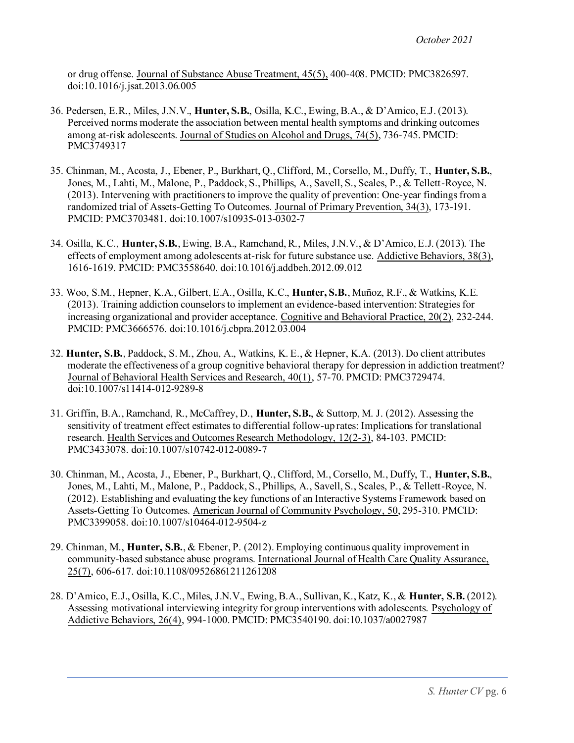or drug offense. Journal of Substance Abuse Treatment, 45(5), 400-408. PMCID: PMC3826597. doi:10.1016/j.jsat.2013.06.005

36. Pedersen, E.R., Miles, J.N.V., **Hunter, S.B.**, Osilla, K.C., Ewing, B.A., & D'Amico, E.J. (2013). Perceived norms moderate the association between mental health symptoms and drinking outcomes among at-risk adolescents. Journal of Studies on Alcohol and Drugs, 74(5), 736-745. PMCID: PMC3749317

35. Chinman, M., Acosta, J., Ebener, P., Burkhart, Q., Clifford, M., Corsello, M., Duffy, T., **Hunter, S.B.**, Jones, M., Lahti, M., Malone, P., Paddock, S., Phillips, A., Savell, S., Scales, P., & Tellett-Royce, N. (2013). Intervening with practitioners to improve the quality of prevention: One-year findings from a randomized trial of Assets-Getting To Outcomes. Journal of Primary Prevention, 34(3), 173-191. PMCID: PMC3703481. doi:10.1007/s10935-013-0302-7

34. Osilla, K.C., **Hunter, S.B.**, Ewing, B.A., Ramchand, R., Miles, J.N.V., & D'Amico, E.J. (2013). The effects of employment among adolescents at-risk for future substance use. Addictive Behaviors, 38(3), 1616-1619. PMCID: PMC3558640. doi:10.1016/j.addbeh.2012.09.012

33. Woo, S.M., Hepner, K.A., Gilbert, E.A., Osilla, K.C., **Hunter, S.B.**, Muñoz, R.F., & Watkins, K.E. (2013). Training addiction counselors to implement an evidence-based intervention: Strategies for increasing organizational and provider acceptance. Cognitive and Behavioral Practice, 20(2), 232-244. PMCID: PMC3666576. doi:10.1016/j.cbpra.2012.03.004

32. **Hunter, S.B.**, Paddock, S. M., Zhou, A., Watkins, K. E., & Hepner, K.A. (2013). Do client attributes moderate the effectiveness of a group cognitive behavioral therapy for depression in addiction treatment? Journal of Behavioral Health Services and Research, 40(1), 57-70. PMCID: PMC3729474. doi:10.1007/s11414-012-9289-8

31. Griffin, B.A., Ramchand, R., McCaffrey, D., **Hunter, S.B.**, & Suttorp, M. J. (2012). Assessing the sensitivity of treatment effect estimates to differential follow-up rates: Implications for translational research. Health Services and Outcomes Research Methodology, 12(2-3), 84-103. PMCID: PMC3433078. doi:10.1007/s10742-012-0089-7

30. Chinman, M., Acosta, J., Ebener, P., Burkhart, Q., Clifford, M., Corsello, M., Duffy, T., **Hunter, S.B.**, Jones, M., Lahti, M., Malone, P., Paddock, S., Phillips, A., Savell, S., Scales, P., & Tellett-Royce, N. (2012). Establishing and evaluating the key functions of an Interactive Systems Framework based on Assets-Getting To Outcomes. American Journal of Community Psychology, 50, 295-310. PMCID: PMC3399058. doi:10.1007/s10464-012-9504-z

29. Chinman, M., **Hunter, S.B.**, & Ebener, P. (2012). Employing continuous quality improvement in community-based substance abuse programs. International Journal of Health Care Quality Assurance, 25(7), 606-617. doi:10.1108/09526861211261208

28. D'Amico, E.J., Osilla, K.C., Miles, J.N.V., Ewing, B.A., Sullivan, K., Katz, K., & **Hunter, S.B.** (2012). Assessing motivational interviewing integrity for group interventions with adolescents. Psychology of Addictive Behaviors, 26(4), 994-1000. PMCID: PMC3540190. doi:10.1037/a0027987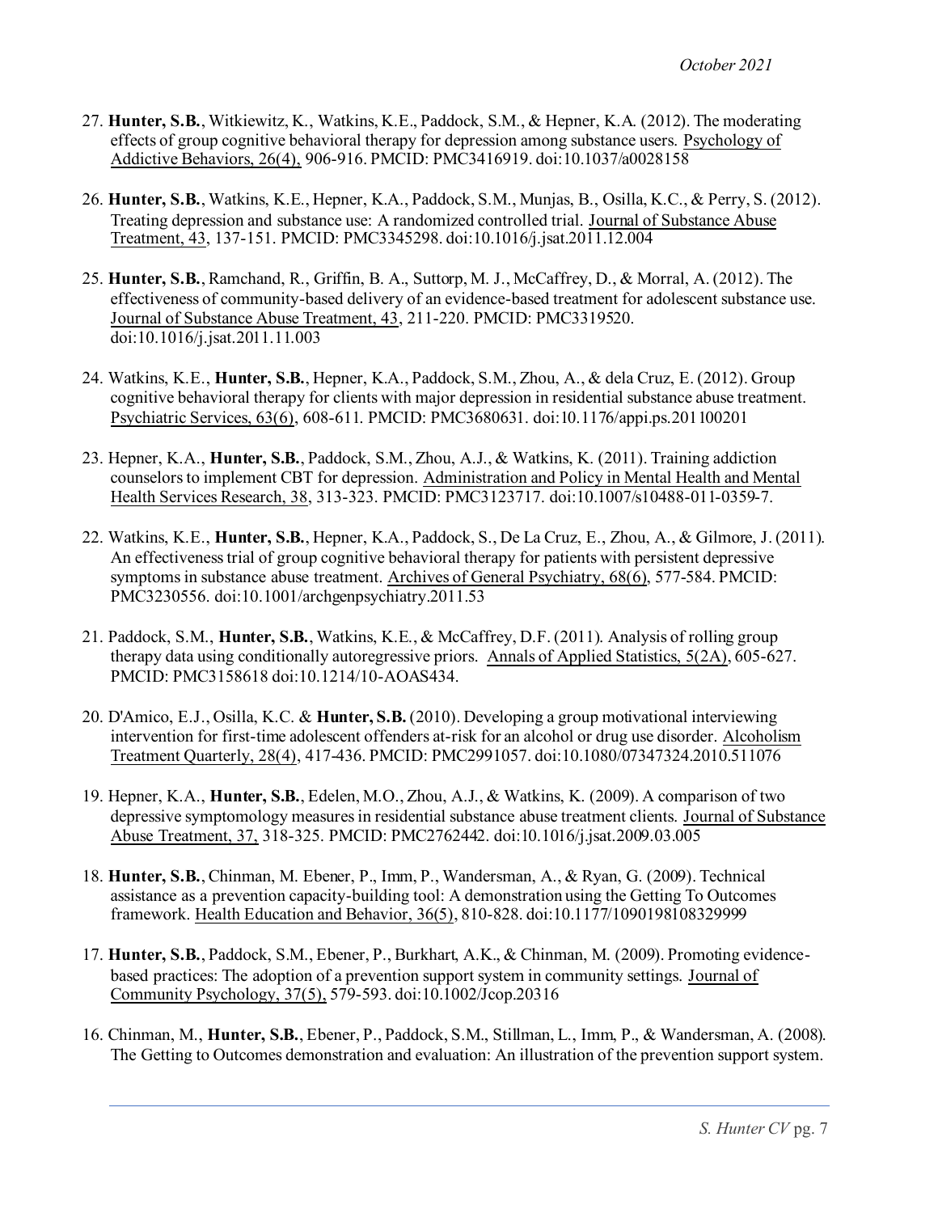27. **Hunter, S.B.**, Witkiewitz, K., Watkins, K.E., Paddock, S.M., & Hepner, K.A. (2012). The moderating effects of group cognitive behavioral therapy for depression among substance users. Psychology of Addictive Behaviors, 26(4), 906-916. PMCID: PMC3416919. doi:10.1037/a0028158

26. **Hunter, S.B.**, Watkins, K.E., Hepner, K.A., Paddock, S.M., Munjas, B., Osilla, K.C., & Perry, S. (2012). Treating depression and substance use: A randomized controlled trial. Journal of Substance Abuse Treatment, 43, 137-151. PMCID: PMC3345298. doi:10.1016/j.jsat.2011.12.004

25. **Hunter, S.B.**, Ramchand, R., Griffin, B. A., Suttorp, M. J., McCaffrey, D., & Morral, A. (2012). The effectiveness of community-based delivery of an evidence-based treatment for adolescent substance use. Journal of Substance Abuse Treatment, 43, 211-220. PMCID: PMC3319520. doi:10.1016/j.jsat.2011.11.003

24. Watkins, K.E., **Hunter, S.B.**, Hepner, K.A., Paddock, S.M., Zhou, A., & dela Cruz, E. (2012). Group cognitive behavioral therapy for clients with major depression in residential substance abuse treatment. Psychiatric Services, 63(6), 608-611. PMCID: PMC3680631. doi:10.1176/appi.ps.201100201

23. Hepner, K.A., **Hunter, S.B.**, Paddock, S.M., Zhou, A.J., & Watkins, K. (2011). Training addiction counselors to implement CBT for depression. Administration and Policy in Mental Health and Mental Health Services Research, 38, 313-323. PMCID: PMC3123717. doi:10.1007/s10488-011-0359-7.

22. Watkins, K.E., **Hunter, S.B.**, Hepner, K.A., Paddock, S., De La Cruz, E., Zhou, A., & Gilmore, J. (2011). An effectiveness trial of group cognitive behavioral therapy for patients with persistent depressive symptoms in substance abuse treatment. Archives of General Psychiatry, 68(6), 577-584. PMCID: PMC3230556. doi:10.1001/archgenpsychiatry.2011.53

21. Paddock, S.M., **Hunter, S.B.**, Watkins, K.E., & McCaffrey, D.F. (2011). Analysis of rolling group therapy data using conditionally autoregressive priors. Annals of Applied Statistics, 5(2A), 605-627. PMCID: PMC3158618 doi:10.1214/10-AOAS434.

20. D'Amico, E.J., Osilla, K.C. & **Hunter, S.B.** (2010). Developing a group motivational interviewing intervention for first-time adolescent offenders at-risk for an alcohol or drug use disorder. Alcoholism Treatment Quarterly, 28(4), 417-436. PMCID: PMC2991057. doi:10.1080/07347324.2010.511076

19. Hepner, K.A., **Hunter, S.B.**, Edelen, M.O., Zhou, A.J., & Watkins, K. (2009). A comparison of two depressive symptomology measures in residential substance abuse treatment clients. Journal of Substance Abuse Treatment, 37, 318-325. PMCID: PMC2762442. doi:10.1016/j.jsat.2009.03.005

18. **Hunter, S.B.**, Chinman, M. Ebener, P., Imm, P., Wandersman, A., & Ryan, G. (2009). Technical assistance as a prevention capacity-building tool: A demonstration using the Getting To Outcomes framework. Health Education and Behavior, 36(5), 810-828. doi:10.1177/1090198108329999

17. **Hunter, S.B.**, Paddock, S.M., Ebener, P., Burkhart, A.K., & Chinman, M. (2009). Promoting evidence-based practices: The adoption of a prevention support system in community settings. Journal of Community Psychology, 37(5), 579-593. doi:10.1002/Jcop.20316

16. Chinman, M., **Hunter, S.B.**, Ebener, P., Paddock, S.M., Stillman, L., Imm, P., & Wandersman, A. (2008). The Getting to Outcomes demonstration and evaluation: An illustration of the prevention support system.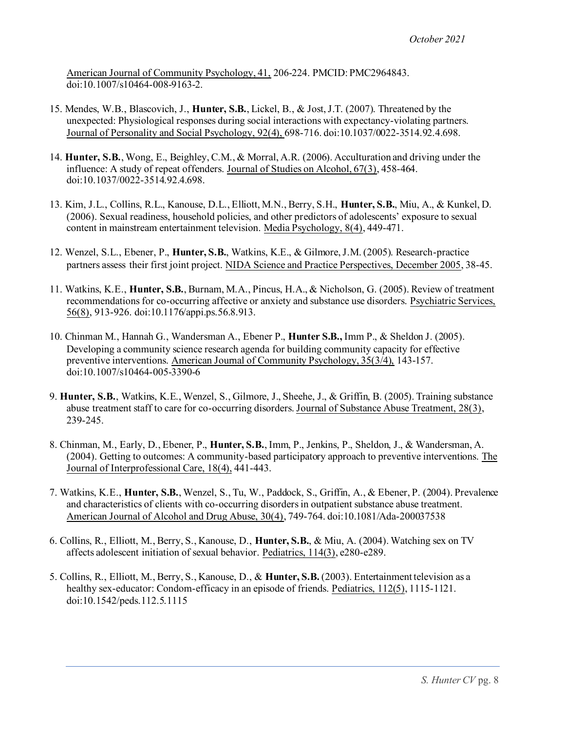American Journal of Community Psychology, 41, 206-224. PMCID: PMC2964843. doi:10.1007/s10464-008-9163-2.

15. Mendes, W.B., Blascovich, J., **Hunter, S.B.**, Lickel, B., & Jost, J.T. (2007). Threatened by the unexpected: Physiological responses during social interactions with expectancy-violating partners. Journal of Personality and Social Psychology, 92(4), 698-716. doi:10.1037/0022-3514.92.4.698.

14. **Hunter, S.B.**, Wong, E., Beighley, C.M., & Morral, A.R. (2006). Acculturation and driving under the influence: A study of repeat offenders. Journal of Studies on Alcohol, 67(3), 458-464. doi:10.1037/0022-3514.92.4.698.

13. Kim, J.L., Collins, R.L., Kanouse, D.L., Elliott, M.N., Berry, S.H., **Hunter, S.B.**, Miu, A., & Kunkel, D. (2006). Sexual readiness, household policies, and other predictors of adolescents' exposure to sexual content in mainstream entertainment television. Media Psychology, 8(4), 449-471.

12. Wenzel, S.L., Ebener, P., **Hunter, S.B.**, Watkins, K.E., & Gilmore, J.M. (2005). Research-practice partners assess their first joint project. NIDA Science and Practice Perspectives, December 2005, 38-45.

11. Watkins, K.E., **Hunter, S.B.**, Burnam, M.A., Pincus, H.A., & Nicholson, G. (2005). Review of treatment recommendations for co-occurring affective or anxiety and substance use disorders. Psychiatric Services, 56(8), 913-926. doi:10.1176/appi.ps.56.8.913.

10. Chinman M., Hannah G., Wandersman A., Ebener P., **Hunter S.B.,** Imm P., & Sheldon J. (2005). Developing a community science research agenda for building community capacity for effective preventive interventions. American Journal of Community Psychology, 35(3/4), 143-157. doi:10.1007/s10464-005-3390-6

9. **Hunter, S.B.**, Watkins, K.E., Wenzel, S., Gilmore, J., Sheehe, J., & Griffin, B. (2005). Training substance abuse treatment staff to care for co-occurring disorders. Journal of Substance Abuse Treatment, 28(3), 239-245.

8. Chinman, M., Early, D., Ebener, P., **Hunter, S.B.**, Imm, P., Jenkins, P., Sheldon, J., & Wandersman, A. (2004). Getting to outcomes: A community-based participatory approach to preventive interventions. The Journal of Interprofessional Care, 18(4), 441-443.

7. Watkins, K.E., **Hunter, S.B.**, Wenzel, S., Tu, W., Paddock, S., Griffin, A., & Ebener, P. (2004). Prevalence and characteristics of clients with co-occurring disorders in outpatient substance abuse treatment. American Journal of Alcohol and Drug Abuse, 30(4), 749-764. doi:10.1081/Ada-200037538

6. Collins, R., Elliott, M., Berry, S., Kanouse, D., **Hunter, S.B.**, & Miu, A. (2004). Watching sex on TV affects adolescent initiation of sexual behavior. Pediatrics, 114(3), e280-e289.

5. Collins, R., Elliott, M., Berry, S., Kanouse, D., & **Hunter, S.B.** (2003). Entertainment television as a healthy sex-educator: Condom-efficacy in an episode of friends. Pediatrics, 112(5), 1115-1121. doi:10.1542/peds.112.5.1115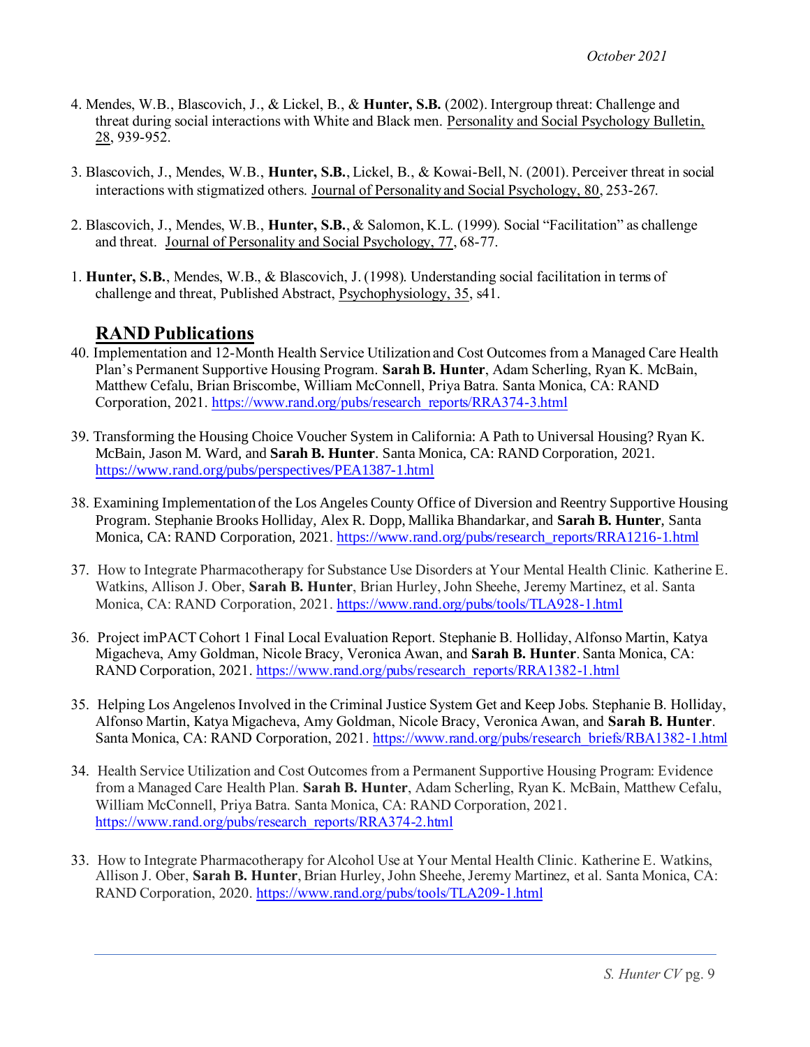4. Mendes, W.B., Blascovich, J., & Lickel, B., & **Hunter, S.B.** (2002). Intergroup threat: Challenge and threat during social interactions with White and Black men. Personality and Social Psychology Bulletin, 28, 939-952.

3. Blascovich, J., Mendes, W.B., **Hunter, S.B.**, Lickel, B., & Kowai-Bell, N. (2001). Perceiver threat in social interactions with stigmatized others. Journal of Personality and Social Psychology, 80, 253-267.

2. Blascovich, J., Mendes, W.B., **Hunter, S.B.**, & Salomon, K.L. (1999). Social "Facilitation" as challenge and threat. Journal of Personality and Social Psychology, 77, 68-77.

1. **Hunter, S.B.**, Mendes, W.B., & Blascovich, J. (1998). Understanding social facilitation in terms of challenge and threat, Published Abstract, Psychophysiology, 35, s41.

## RAND Publications

40. Implementation and 12-Month Health Service Utilization and Cost Outcomes from a Managed Care Health Plan's Permanent Supportive Housing Program. **Sarah B. Hunter**, Adam Scherling, Ryan K. McBain, Matthew Cefalu, Brian Briscombe, William McConnell, Priya Batra. Santa Monica, CA: RAND Corporation, 2021. https://www.rand.org/pubs/research_reports/RRA374-3.html

39. Transforming the Housing Choice Voucher System in California: A Path to Universal Housing? Ryan K. McBain, Jason M. Ward, and **Sarah B. Hunter**. Santa Monica, CA: RAND Corporation, 2021. https://www.rand.org/pubs/perspectives/PEA1387-1.html

38. Examining Implementation of the Los Angeles County Office of Diversion and Reentry Supportive Housing Program. Stephanie Brooks Holliday, Alex R. Dopp, Mallika Bhandarkar, and **Sarah B. Hunter**, Santa Monica, CA: RAND Corporation, 2021. https://www.rand.org/pubs/research_reports/RRA1216-1.html

37. How to Integrate Pharmacotherapy for Substance Use Disorders at Your Mental Health Clinic. Katherine E. Watkins, Allison J. Ober, **Sarah B. Hunter**, Brian Hurley, John Sheehe, Jeremy Martinez, et al. Santa Monica, CA: RAND Corporation, 2021. https://www.rand.org/pubs/tools/TLA928-1.html

36. Project imPACT Cohort 1 Final Local Evaluation Report. Stephanie B. Holliday, Alfonso Martin, Katya Migacheva, Amy Goldman, Nicole Bracy, Veronica Awan, and **Sarah B. Hunter**. Santa Monica, CA: RAND Corporation, 2021. https://www.rand.org/pubs/research_reports/RRA1382-1.html

35. Helping Los Angelenos Involved in the Criminal Justice System Get and Keep Jobs. Stephanie B. Holliday, Alfonso Martin, Katya Migacheva, Amy Goldman, Nicole Bracy, Veronica Awan, and **Sarah B. Hunter**. Santa Monica, CA: RAND Corporation, 2021. https://www.rand.org/pubs/research_briefs/RBA1382-1.html

34. Health Service Utilization and Cost Outcomes from a Permanent Supportive Housing Program: Evidence from a Managed Care Health Plan. **Sarah B. Hunter**, Adam Scherling, Ryan K. McBain, Matthew Cefalu, William McConnell, Priya Batra. Santa Monica, CA: RAND Corporation, 2021. https://www.rand.org/pubs/research_reports/RRA374-2.html

33. How to Integrate Pharmacotherapy for Alcohol Use at Your Mental Health Clinic. Katherine E. Watkins, Allison J. Ober, **Sarah B. Hunter**, Brian Hurley, John Sheehe, Jeremy Martinez, et al. Santa Monica, CA: RAND Corporation, 2020. https://www.rand.org/pubs/tools/TLA209-1.html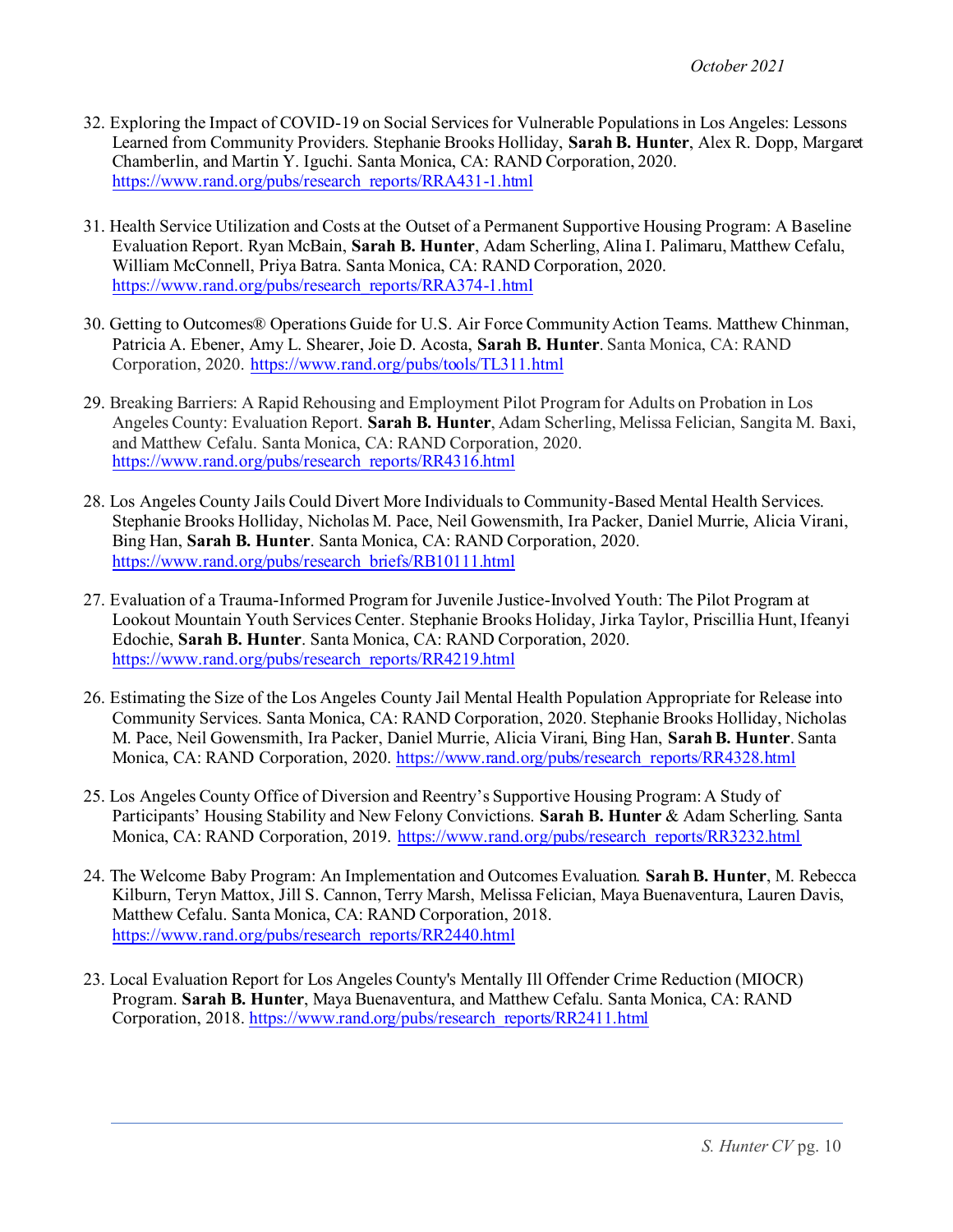32. Exploring the Impact of COVID-19 on Social Services for Vulnerable Populations in Los Angeles: Lessons Learned from Community Providers. Stephanie Brooks Holliday, **Sarah B. Hunter**, Alex R. Dopp, Margaret Chamberlin, and Martin Y. Iguchi. Santa Monica, CA: RAND Corporation, 2020. https://www.rand.org/pubs/research_reports/RRA431-1.html

31. Health Service Utilization and Costs at the Outset of a Permanent Supportive Housing Program: A Baseline Evaluation Report. Ryan McBain, **Sarah B. Hunter**, Adam Scherling, Alina I. Palimaru, Matthew Cefalu, William McConnell, Priya Batra. Santa Monica, CA: RAND Corporation, 2020. https://www.rand.org/pubs/research_reports/RRA374-1.html

30. Getting to Outcomes® Operations Guide for U.S. Air Force Community Action Teams. Matthew Chinman, Patricia A. Ebener, Amy L. Shearer, Joie D. Acosta, **Sarah B. Hunter**. Santa Monica, CA: RAND Corporation, 2020. https://www.rand.org/pubs/tools/TL311.html

29. Breaking Barriers: A Rapid Rehousing and Employment Pilot Program for Adults on Probation in Los Angeles County: Evaluation Report. **Sarah B. Hunter**, Adam Scherling, Melissa Felician, Sangita M. Baxi, and Matthew Cefalu. Santa Monica, CA: RAND Corporation, 2020. https://www.rand.org/pubs/research_reports/RR4316.html

28. Los Angeles County Jails Could Divert More Individuals to Community-Based Mental Health Services. Stephanie Brooks Holliday, Nicholas M. Pace, Neil Gowensmith, Ira Packer, Daniel Murrie, Alicia Virani, Bing Han, **Sarah B. Hunter**. Santa Monica, CA: RAND Corporation, 2020. https://www.rand.org/pubs/research_briefs/RB10111.html

27. Evaluation of a Trauma-Informed Program for Juvenile Justice-Involved Youth: The Pilot Program at Lookout Mountain Youth Services Center. Stephanie Brooks Holiday, Jirka Taylor, Priscillia Hunt, Ifeanyi Edochie, **Sarah B. Hunter**. Santa Monica, CA: RAND Corporation, 2020. https://www.rand.org/pubs/research_reports/RR4219.html

26. Estimating the Size of the Los Angeles County Jail Mental Health Population Appropriate for Release into Community Services. Santa Monica, CA: RAND Corporation, 2020. Stephanie Brooks Holliday, Nicholas M. Pace, Neil Gowensmith, Ira Packer, Daniel Murrie, Alicia Virani, Bing Han, **Sarah B. Hunter**. Santa Monica, CA: RAND Corporation, 2020. https://www.rand.org/pubs/research_reports/RR4328.html

25. Los Angeles County Office of Diversion and Reentry's Supportive Housing Program: A Study of Participants' Housing Stability and New Felony Convictions. **Sarah B. Hunter** & Adam Scherling. Santa Monica, CA: RAND Corporation, 2019. https://www.rand.org/pubs/research_reports/RR3232.html

24. The Welcome Baby Program: An Implementation and Outcomes Evaluation. **Sarah B. Hunter**, M. Rebecca Kilburn, Teryn Mattox, Jill S. Cannon, Terry Marsh, Melissa Felician, Maya Buenaventura, Lauren Davis, Matthew Cefalu. Santa Monica, CA: RAND Corporation, 2018. https://www.rand.org/pubs/research_reports/RR2440.html

23. Local Evaluation Report for Los Angeles County's Mentally Ill Offender Crime Reduction (MIOCR) Program. **Sarah B. Hunter**, Maya Buenaventura, and Matthew Cefalu. Santa Monica, CA: RAND Corporation, 2018. https://www.rand.org/pubs/research_reports/RR2411.html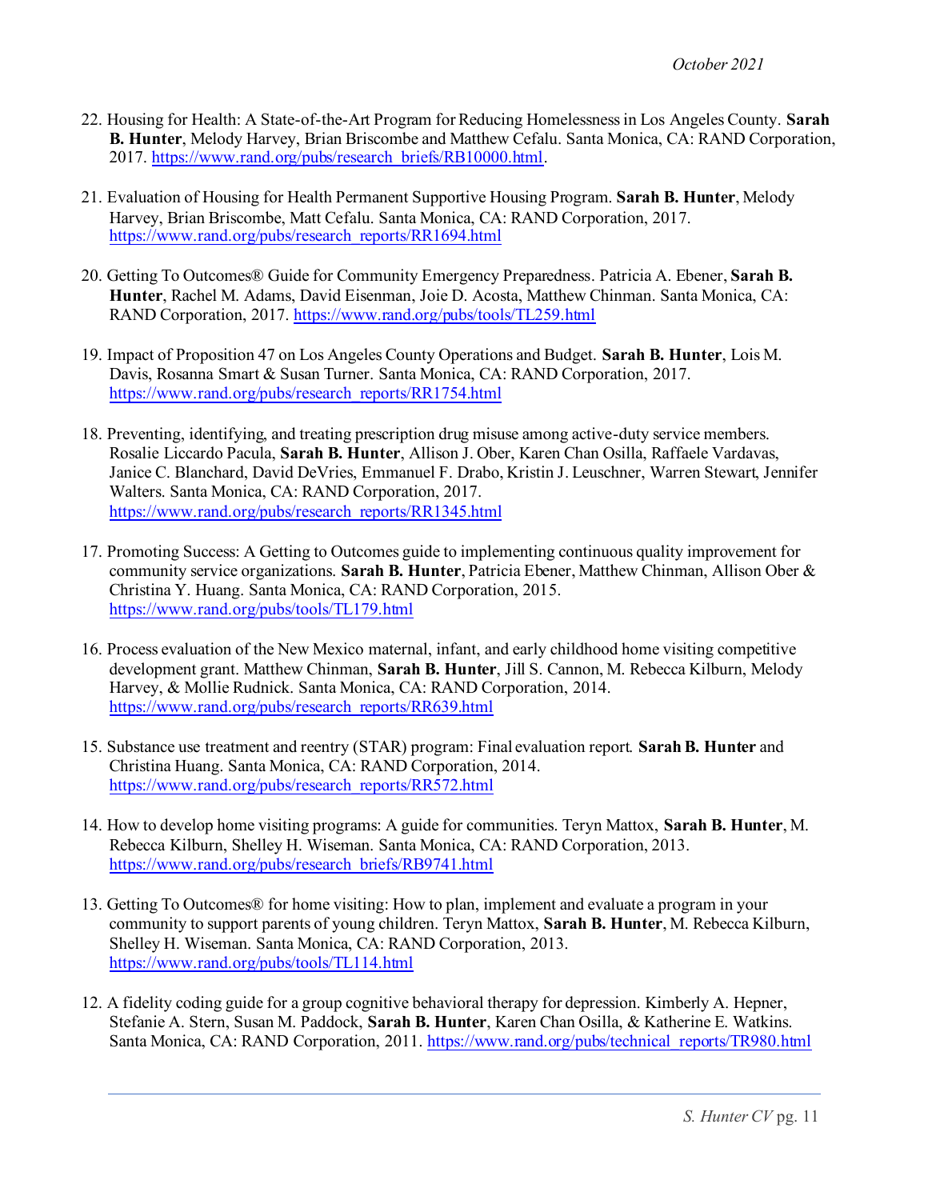22. Housing for Health: A State-of-the-Art Program for Reducing Homelessness in Los Angeles County. **Sarah B. Hunter**, Melody Harvey, Brian Briscombe and Matthew Cefalu. Santa Monica, CA: RAND Corporation, 2017. https://www.rand.org/pubs/research_briefs/RB10000.html.

21. Evaluation of Housing for Health Permanent Supportive Housing Program. **Sarah B. Hunter**, Melody Harvey, Brian Briscombe, Matt Cefalu. Santa Monica, CA: RAND Corporation, 2017. https://www.rand.org/pubs/research_reports/RR1694.html

20. Getting To Outcomes® Guide for Community Emergency Preparedness. Patricia A. Ebener, **Sarah B. Hunter**, Rachel M. Adams, David Eisenman, Joie D. Acosta, Matthew Chinman. Santa Monica, CA: RAND Corporation, 2017. https://www.rand.org/pubs/tools/TL259.html

19. Impact of Proposition 47 on Los Angeles County Operations and Budget. **Sarah B. Hunter**, Lois M. Davis, Rosanna Smart & Susan Turner. Santa Monica, CA: RAND Corporation, 2017. https://www.rand.org/pubs/research_reports/RR1754.html

18. Preventing, identifying, and treating prescription drug misuse among active-duty service members. Rosalie Liccardo Pacula, **Sarah B. Hunter**, Allison J. Ober, Karen Chan Osilla, Raffaele Vardavas, Janice C. Blanchard, David DeVries, Emmanuel F. Drabo, Kristin J. Leuschner, Warren Stewart, Jennifer Walters. Santa Monica, CA: RAND Corporation, 2017. https://www.rand.org/pubs/research_reports/RR1345.html

17. Promoting Success: A Getting to Outcomes guide to implementing continuous quality improvement for community service organizations. **Sarah B. Hunter**, Patricia Ebener, Matthew Chinman, Allison Ober & Christina Y. Huang. Santa Monica, CA: RAND Corporation, 2015. https://www.rand.org/pubs/tools/TL179.html

16. Process evaluation of the New Mexico maternal, infant, and early childhood home visiting competitive development grant. Matthew Chinman, **Sarah B. Hunter**, Jill S. Cannon, M. Rebecca Kilburn, Melody Harvey, & Mollie Rudnick. Santa Monica, CA: RAND Corporation, 2014. https://www.rand.org/pubs/research_reports/RR639.html

15. Substance use treatment and reentry (STAR) program: Final evaluation report. **Sarah B. Hunter** and Christina Huang. Santa Monica, CA: RAND Corporation, 2014. https://www.rand.org/pubs/research_reports/RR572.html

14. How to develop home visiting programs: A guide for communities. Teryn Mattox, **Sarah B. Hunter**, M. Rebecca Kilburn, Shelley H. Wiseman. Santa Monica, CA: RAND Corporation, 2013. https://www.rand.org/pubs/research_briefs/RB9741.html

13. Getting To Outcomes® for home visiting: How to plan, implement and evaluate a program in your community to support parents of young children. Teryn Mattox, **Sarah B. Hunter**, M. Rebecca Kilburn, Shelley H. Wiseman. Santa Monica, CA: RAND Corporation, 2013. https://www.rand.org/pubs/tools/TL114.html

12. A fidelity coding guide for a group cognitive behavioral therapy for depression. Kimberly A. Hepner, Stefanie A. Stern, Susan M. Paddock, **Sarah B. Hunter**, Karen Chan Osilla, & Katherine E. Watkins. Santa Monica, CA: RAND Corporation, 2011. https://www.rand.org/pubs/technical_reports/TR980.html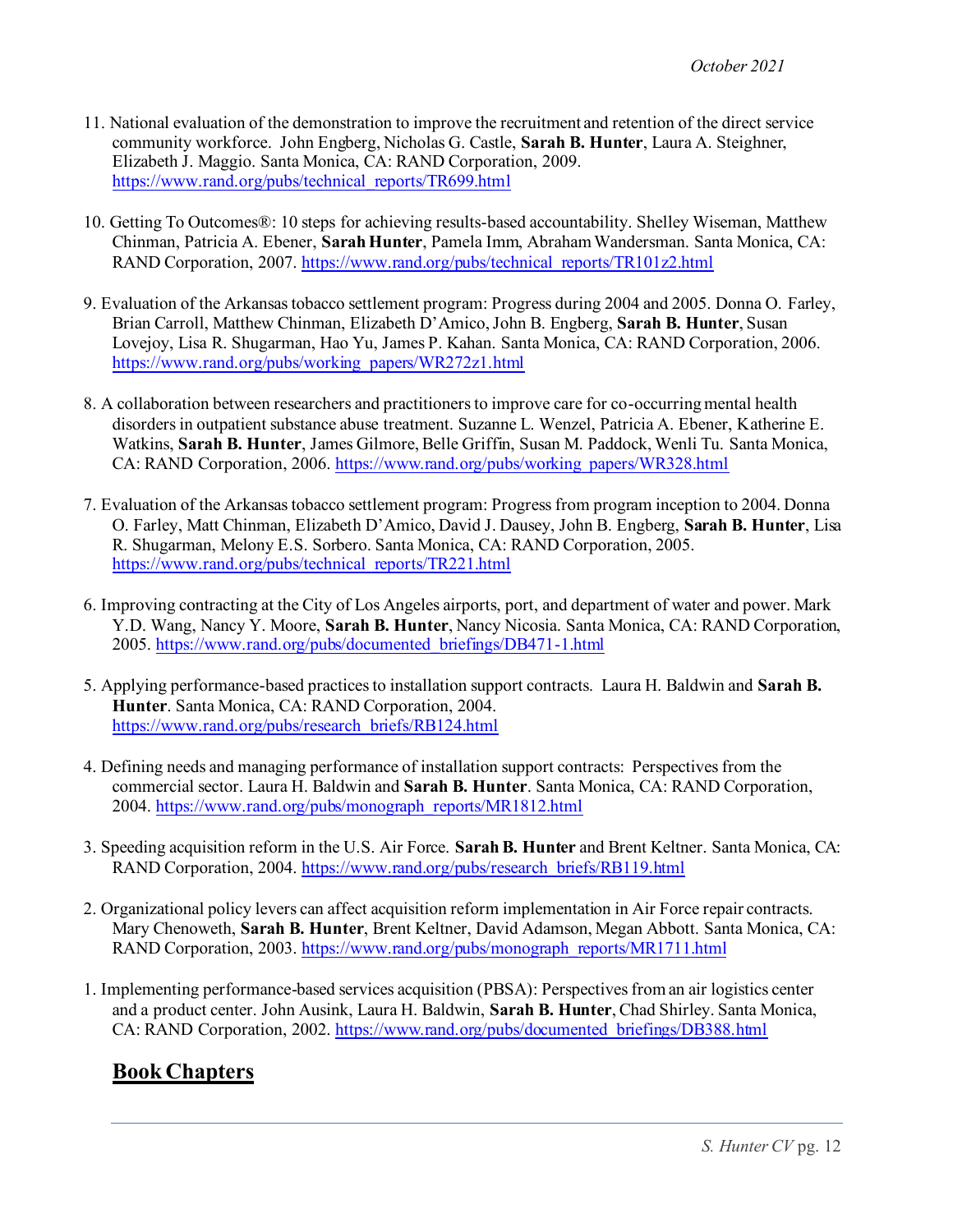11. National evaluation of the demonstration to improve the recruitment and retention of the direct service community workforce. John Engberg, Nicholas G. Castle, **Sarah B. Hunter**, Laura A. Steighner, Elizabeth J. Maggio. Santa Monica, CA: RAND Corporation, 2009. https://www.rand.org/pubs/technical_reports/TR699.html

10. Getting To Outcomes®: 10 steps for achieving results-based accountability. Shelley Wiseman, Matthew Chinman, Patricia A. Ebener, **Sarah Hunter**, Pamela Imm, Abraham Wandersman. Santa Monica, CA: RAND Corporation, 2007. https://www.rand.org/pubs/technical_reports/TR101z2.html

9. Evaluation of the Arkansas tobacco settlement program: Progress during 2004 and 2005. Donna O. Farley, Brian Carroll, Matthew Chinman, Elizabeth D'Amico, John B. Engberg, **Sarah B. Hunter**, Susan Lovejoy, Lisa R. Shugarman, Hao Yu, James P. Kahan. Santa Monica, CA: RAND Corporation, 2006. https://www.rand.org/pubs/working_papers/WR272z1.html

8. A collaboration between researchers and practitioners to improve care for co-occurring mental health disorders in outpatient substance abuse treatment. Suzanne L. Wenzel, Patricia A. Ebener, Katherine E. Watkins, **Sarah B. Hunter**, James Gilmore, Belle Griffin, Susan M. Paddock, Wenli Tu. Santa Monica, CA: RAND Corporation, 2006. https://www.rand.org/pubs/working_papers/WR328.html

7. Evaluation of the Arkansas tobacco settlement program: Progress from program inception to 2004. Donna O. Farley, Matt Chinman, Elizabeth D'Amico, David J. Dausey, John B. Engberg, **Sarah B. Hunter**, Lisa R. Shugarman, Melony E.S. Sorbero. Santa Monica, CA: RAND Corporation, 2005. https://www.rand.org/pubs/technical_reports/TR221.html

6. Improving contracting at the City of Los Angeles airports, port, and department of water and power. Mark Y.D. Wang, Nancy Y. Moore, **Sarah B. Hunter**, Nancy Nicosia. Santa Monica, CA: RAND Corporation, 2005. https://www.rand.org/pubs/documented_briefings/DB471-1.html

5. Applying performance-based practices to installation support contracts. Laura H. Baldwin and **Sarah B. Hunter**. Santa Monica, CA: RAND Corporation, 2004. https://www.rand.org/pubs/research_briefs/RB124.html

4. Defining needs and managing performance of installation support contracts: Perspectives from the commercial sector. Laura H. Baldwin and **Sarah B. Hunter**. Santa Monica, CA: RAND Corporation, 2004. https://www.rand.org/pubs/monograph_reports/MR1812.html

3. Speeding acquisition reform in the U.S. Air Force. **Sarah B. Hunter** and Brent Keltner. Santa Monica, CA: RAND Corporation, 2004. https://www.rand.org/pubs/research_briefs/RB119.html

2. Organizational policy levers can affect acquisition reform implementation in Air Force repair contracts. Mary Chenoweth, **Sarah B. Hunter**, Brent Keltner, David Adamson, Megan Abbott. Santa Monica, CA: RAND Corporation, 2003. https://www.rand.org/pubs/monograph_reports/MR1711.html

1. Implementing performance-based services acquisition (PBSA): Perspectives from an air logistics center and a product center. John Ausink, Laura H. Baldwin, **Sarah B. Hunter**, Chad Shirley. Santa Monica, CA: RAND Corporation, 2002. https://www.rand.org/pubs/documented_briefings/DB388.html

## Book Chapters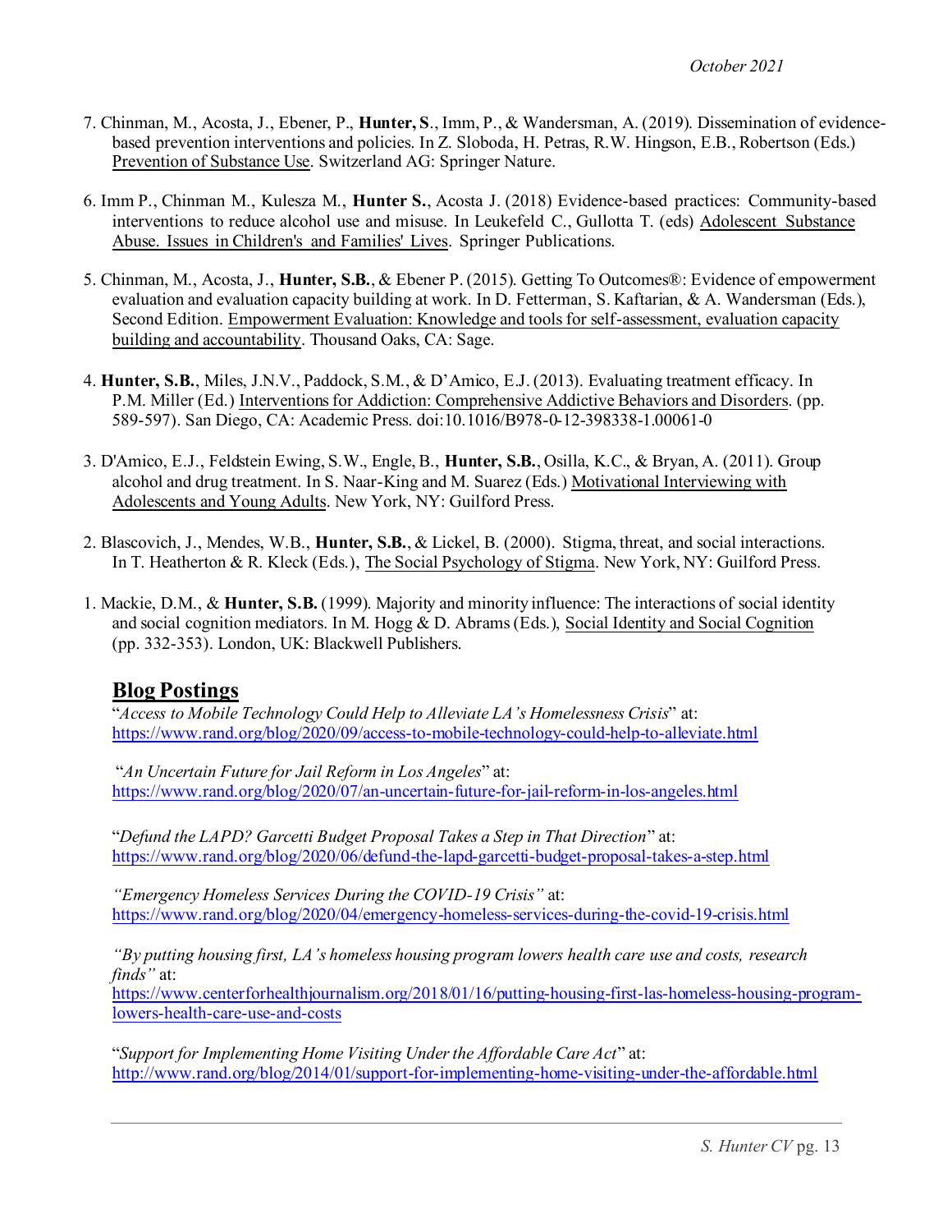7. Chinman, M., Acosta, J., Ebener, P., **Hunter, S**., Imm, P., & Wandersman, A. (2019). Dissemination of evidence-based prevention interventions and policies. In Z. Sloboda, H. Petras, R.W. Hingson, E.B., Robertson (Eds.) <u>Prevention of Substance Use</u>. Switzerland AG: Springer Nature.

6. Imm P., Chinman M., Kulesza M., **Hunter S.**, Acosta J. (2018) Evidence-based practices: Community-based interventions to reduce alcohol use and misuse. In Leukefeld C., Gullotta T. (eds) <u>Adolescent Substance Abuse. Issues in Children's and Families' Lives</u>. Springer Publications.

5. Chinman, M., Acosta, J., **Hunter, S.B.**, & Ebener P. (2015). Getting To Outcomes®: Evidence of empowerment evaluation and evaluation capacity building at work. In D. Fetterman, S. Kaftarian, & A. Wandersman (Eds.), Second Edition. <u>Empowerment Evaluation: Knowledge and tools for self-assessment, evaluation capacity building and accountability</u>. Thousand Oaks, CA: Sage.

4. **Hunter, S.B.**, Miles, J.N.V., Paddock, S.M., & D'Amico, E.J. (2013). Evaluating treatment efficacy. In P.M. Miller (Ed.) <u>Interventions for Addiction: Comprehensive Addictive Behaviors and Disorders</u>. (pp. 589-597). San Diego, CA: Academic Press. doi:10.1016/B978-0-12-398338-1.00061-0

3. D'Amico, E.J., Feldstein Ewing, S.W., Engle, B., **Hunter, S.B.**, Osilla, K.C., & Bryan, A. (2011). Group alcohol and drug treatment. In S. Naar-King and M. Suarez (Eds.) <u>Motivational Interviewing with Adolescents and Young Adults</u>. New York, NY: Guilford Press.

2. Blascovich, J., Mendes, W.B., **Hunter, S.B.**, & Lickel, B. (2000). Stigma, threat, and social interactions. In T. Heatherton & R. Kleck (Eds.), <u>The Social Psychology of Stigma</u>. New York, NY: Guilford Press.

1. Mackie, D.M., & **Hunter, S.B.** (1999). Majority and minority influence: The interactions of social identity and social cognition mediators. In M. Hogg & D. Abrams (Eds.), <u>Social Identity and Social Cognition</u> (pp. 332-353). London, UK: Blackwell Publishers.

## Blog Postings

"*Access to Mobile Technology Could Help to Alleviate LA's Homelessness Crisis*" at: https://www.rand.org/blog/2020/09/access-to-mobile-technology-could-help-to-alleviate.html

"*An Uncertain Future for Jail Reform in Los Angeles*" at: https://www.rand.org/blog/2020/07/an-uncertain-future-for-jail-reform-in-los-angeles.html

"*Defund the LAPD? Garcetti Budget Proposal Takes a Step in That Direction*" at: https://www.rand.org/blog/2020/06/defund-the-lapd-garcetti-budget-proposal-takes-a-step.html

*"Emergency Homeless Services During the COVID-19 Crisis"* at: https://www.rand.org/blog/2020/04/emergency-homeless-services-during-the-covid-19-crisis.html

*"By putting housing first, LA's homeless housing program lowers health care use and costs, research finds"* at: https://www.centerforhealthjournalism.org/2018/01/16/putting-housing-first-las-homeless-housing-program-lowers-health-care-use-and-costs

"*Support for Implementing Home Visiting Under the Affordable Care Act*" at: http://www.rand.org/blog/2014/01/support-for-implementing-home-visiting-under-the-affordable.html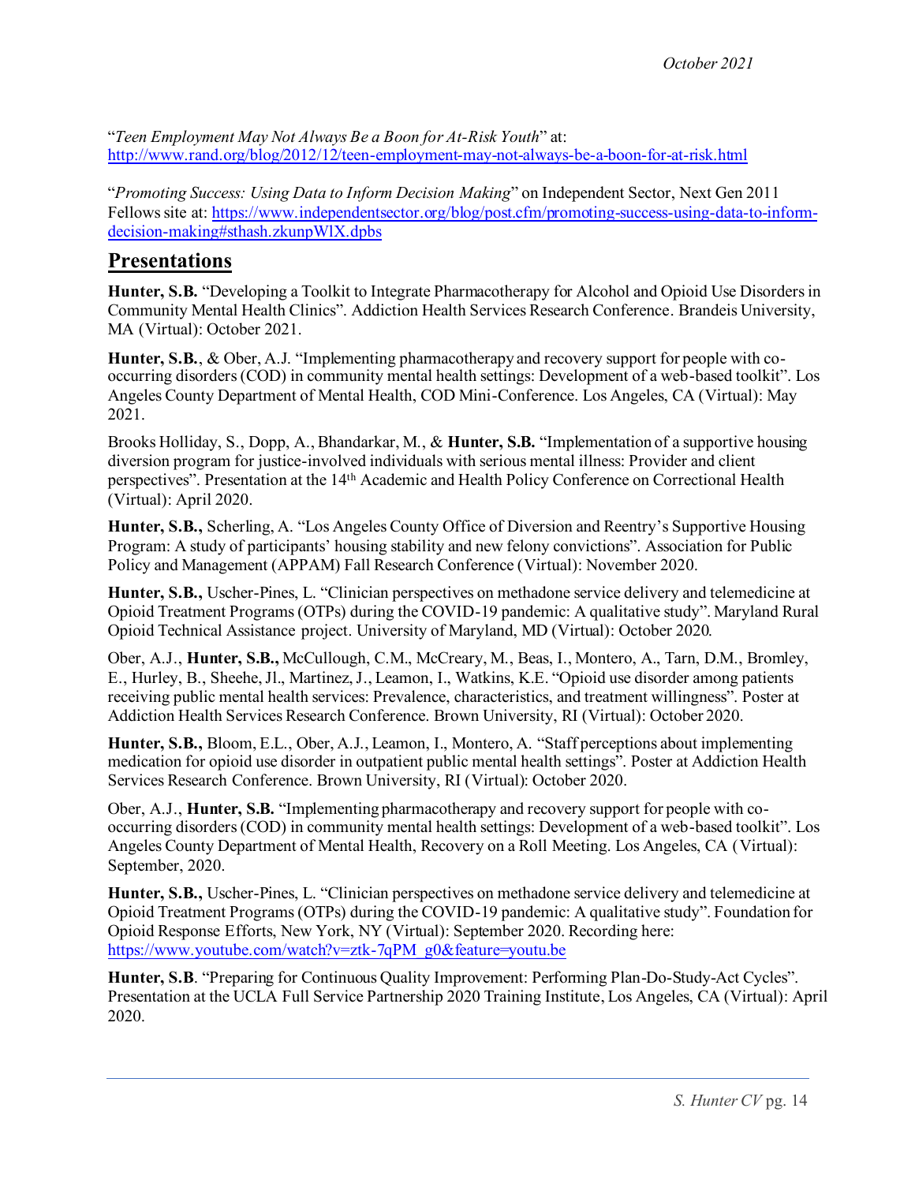"*Teen Employment May Not Always Be a Boon for At-Risk Youth*" at: http://www.rand.org/blog/2012/12/teen-employment-may-not-always-be-a-boon-for-at-risk.html

"*Promoting Success: Using Data to Inform Decision Making*" on Independent Sector, Next Gen 2011 Fellows site at: https://www.independentsector.org/blog/post.cfm/promoting-success-using-data-to-inform-decision-making#sthash.zkunpWlX.dpbs

## Presentations

**Hunter, S.B.** "Developing a Toolkit to Integrate Pharmacotherapy for Alcohol and Opioid Use Disorders in Community Mental Health Clinics". Addiction Health Services Research Conference. Brandeis University, MA (Virtual): October 2021.

**Hunter, S.B.**, & Ober, A.J. "Implementing pharmacotherapy and recovery support for people with co-occurring disorders (COD) in community mental health settings: Development of a web-based toolkit". Los Angeles County Department of Mental Health, COD Mini-Conference. Los Angeles, CA (Virtual): May 2021.

Brooks Holliday, S., Dopp, A., Bhandarkar, M., & **Hunter, S.B.** "Implementation of a supportive housing diversion program for justice-involved individuals with serious mental illness: Provider and client perspectives". Presentation at the 14th Academic and Health Policy Conference on Correctional Health (Virtual): April 2020.

**Hunter, S.B.,** Scherling, A. "Los Angeles County Office of Diversion and Reentry's Supportive Housing Program: A study of participants' housing stability and new felony convictions". Association for Public Policy and Management (APPAM) Fall Research Conference (Virtual): November 2020.

**Hunter, S.B.,** Uscher-Pines, L. "Clinician perspectives on methadone service delivery and telemedicine at Opioid Treatment Programs (OTPs) during the COVID-19 pandemic: A qualitative study". Maryland Rural Opioid Technical Assistance project. University of Maryland, MD (Virtual): October 2020.

Ober, A.J., **Hunter, S.B.,** McCullough, C.M., McCreary, M., Beas, I., Montero, A., Tarn, D.M., Bromley, E., Hurley, B., Sheehe, Jl., Martinez, J., Leamon, I., Watkins, K.E. "Opioid use disorder among patients receiving public mental health services: Prevalence, characteristics, and treatment willingness". Poster at Addiction Health Services Research Conference. Brown University, RI (Virtual): October 2020.

**Hunter, S.B.,** Bloom, E.L., Ober, A.J., Leamon, I., Montero, A. "Staff perceptions about implementing medication for opioid use disorder in outpatient public mental health settings". Poster at Addiction Health Services Research Conference. Brown University, RI (Virtual): October 2020.

Ober, A.J., **Hunter, S.B.** "Implementing pharmacotherapy and recovery support for people with co-occurring disorders (COD) in community mental health settings: Development of a web-based toolkit". Los Angeles County Department of Mental Health, Recovery on a Roll Meeting. Los Angeles, CA (Virtual): September, 2020.

**Hunter, S.B.,** Uscher-Pines, L. "Clinician perspectives on methadone service delivery and telemedicine at Opioid Treatment Programs (OTPs) during the COVID-19 pandemic: A qualitative study". Foundation for Opioid Response Efforts, New York, NY (Virtual): September 2020. Recording here: https://www.youtube.com/watch?v=ztk-7qPM_g0&feature=youtu.be

**Hunter, S.B**. "Preparing for Continuous Quality Improvement: Performing Plan-Do-Study-Act Cycles". Presentation at the UCLA Full Service Partnership 2020 Training Institute, Los Angeles, CA (Virtual): April 2020.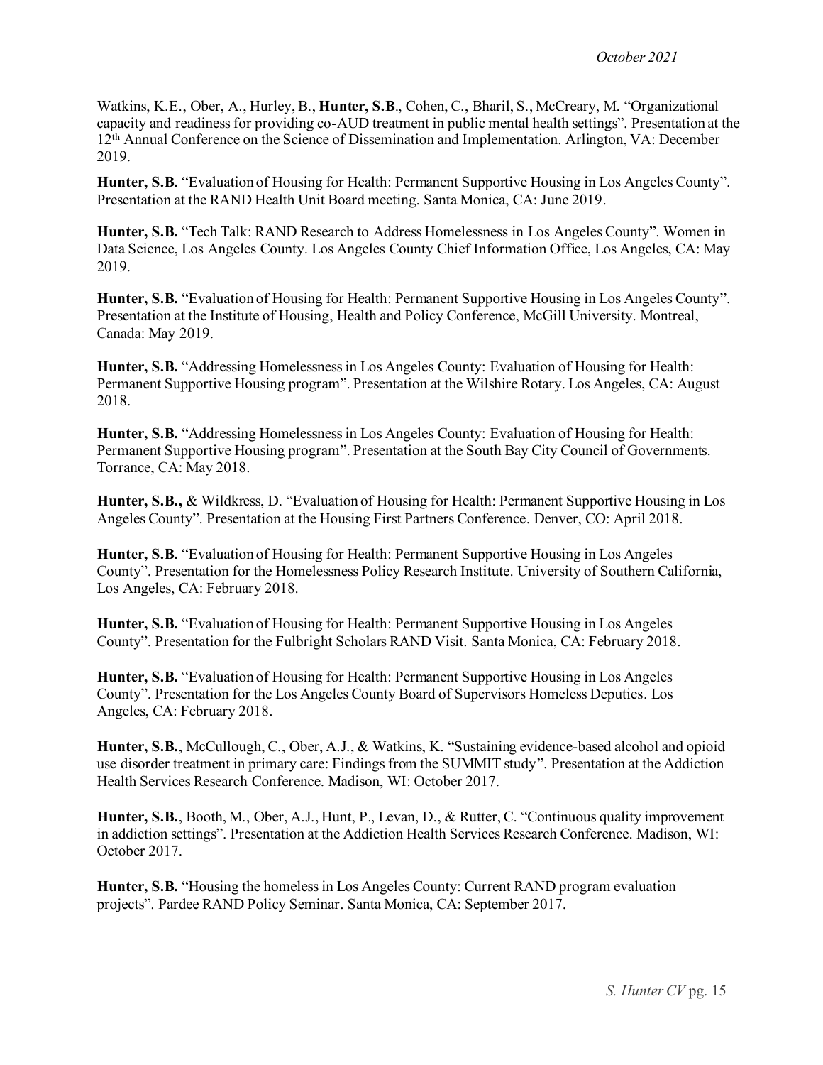Watkins, K.E., Ober, A., Hurley, B., **Hunter, S.B**., Cohen, C., Bharil, S., McCreary, M. "Organizational capacity and readiness for providing co-AUD treatment in public mental health settings". Presentation at the 12th Annual Conference on the Science of Dissemination and Implementation. Arlington, VA: December 2019.

**Hunter, S.B.** "Evaluation of Housing for Health: Permanent Supportive Housing in Los Angeles County". Presentation at the RAND Health Unit Board meeting. Santa Monica, CA: June 2019.

**Hunter, S.B.** "Tech Talk: RAND Research to Address Homelessness in Los Angeles County". Women in Data Science, Los Angeles County. Los Angeles County Chief Information Office, Los Angeles, CA: May 2019.

**Hunter, S.B.** "Evaluation of Housing for Health: Permanent Supportive Housing in Los Angeles County". Presentation at the Institute of Housing, Health and Policy Conference, McGill University. Montreal, Canada: May 2019.

**Hunter, S.B.** "Addressing Homelessness in Los Angeles County: Evaluation of Housing for Health: Permanent Supportive Housing program". Presentation at the Wilshire Rotary. Los Angeles, CA: August 2018.

**Hunter, S.B.** "Addressing Homelessness in Los Angeles County: Evaluation of Housing for Health: Permanent Supportive Housing program". Presentation at the South Bay City Council of Governments. Torrance, CA: May 2018.

**Hunter, S.B.,** & Wildkress, D. "Evaluation of Housing for Health: Permanent Supportive Housing in Los Angeles County". Presentation at the Housing First Partners Conference. Denver, CO: April 2018.

**Hunter, S.B.** "Evaluation of Housing for Health: Permanent Supportive Housing in Los Angeles County". Presentation for the Homelessness Policy Research Institute. University of Southern California, Los Angeles, CA: February 2018.

**Hunter, S.B.** "Evaluation of Housing for Health: Permanent Supportive Housing in Los Angeles County". Presentation for the Fulbright Scholars RAND Visit. Santa Monica, CA: February 2018.

**Hunter, S.B.** "Evaluation of Housing for Health: Permanent Supportive Housing in Los Angeles County". Presentation for the Los Angeles County Board of Supervisors Homeless Deputies. Los Angeles, CA: February 2018.

**Hunter, S.B.**, McCullough, C., Ober, A.J., & Watkins, K. "Sustaining evidence-based alcohol and opioid use disorder treatment in primary care: Findings from the SUMMIT study". Presentation at the Addiction Health Services Research Conference. Madison, WI: October 2017.

**Hunter, S.B.**, Booth, M., Ober, A.J., Hunt, P., Levan, D., & Rutter, C. "Continuous quality improvement in addiction settings". Presentation at the Addiction Health Services Research Conference. Madison, WI: October 2017.

**Hunter, S.B.** "Housing the homeless in Los Angeles County: Current RAND program evaluation projects". Pardee RAND Policy Seminar. Santa Monica, CA: September 2017.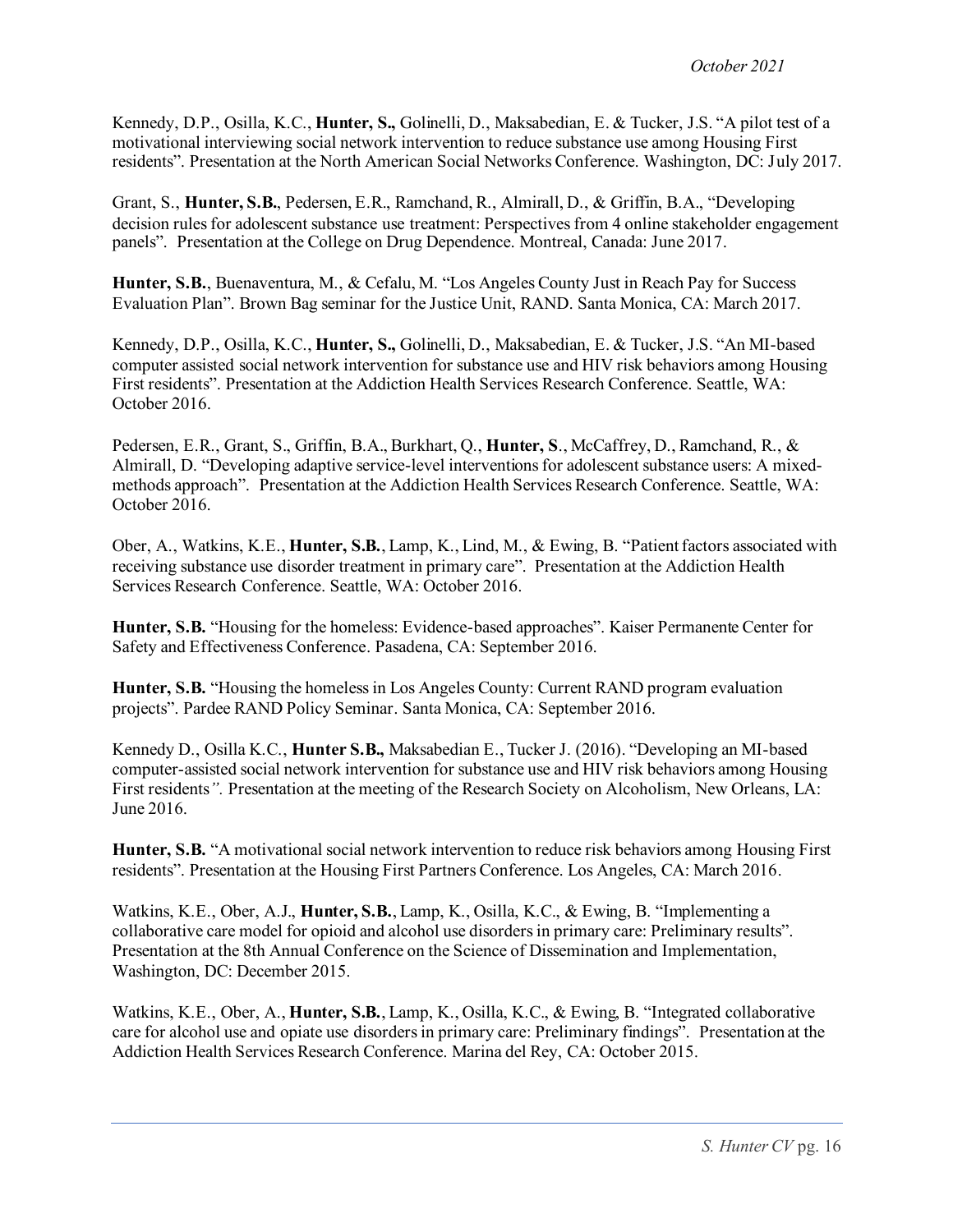Kennedy, D.P., Osilla, K.C., **Hunter, S.,** Golinelli, D., Maksabedian, E. & Tucker, J.S. "A pilot test of a motivational interviewing social network intervention to reduce substance use among Housing First residents". Presentation at the North American Social Networks Conference. Washington, DC: July 2017.

Grant, S., **Hunter, S.B.**, Pedersen, E.R., Ramchand, R., Almirall, D., & Griffin, B.A., "Developing decision rules for adolescent substance use treatment: Perspectives from 4 online stakeholder engagement panels". Presentation at the College on Drug Dependence. Montreal, Canada: June 2017.

**Hunter, S.B.**, Buenaventura, M., & Cefalu, M. "Los Angeles County Just in Reach Pay for Success Evaluation Plan". Brown Bag seminar for the Justice Unit, RAND. Santa Monica, CA: March 2017.

Kennedy, D.P., Osilla, K.C., **Hunter, S.,** Golinelli, D., Maksabedian, E. & Tucker, J.S. "An MI-based computer assisted social network intervention for substance use and HIV risk behaviors among Housing First residents". Presentation at the Addiction Health Services Research Conference. Seattle, WA: October 2016.

Pedersen, E.R., Grant, S., Griffin, B.A., Burkhart, Q., **Hunter, S**., McCaffrey, D., Ramchand, R., & Almirall, D. "Developing adaptive service-level interventions for adolescent substance users: A mixed-methods approach". Presentation at the Addiction Health Services Research Conference. Seattle, WA: October 2016.

Ober, A., Watkins, K.E., **Hunter, S.B.**, Lamp, K., Lind, M., & Ewing, B. "Patient factors associated with receiving substance use disorder treatment in primary care". Presentation at the Addiction Health Services Research Conference. Seattle, WA: October 2016.

**Hunter, S.B.** "Housing for the homeless: Evidence-based approaches". Kaiser Permanente Center for Safety and Effectiveness Conference. Pasadena, CA: September 2016.

**Hunter, S.B.** "Housing the homeless in Los Angeles County: Current RAND program evaluation projects". Pardee RAND Policy Seminar. Santa Monica, CA: September 2016.

Kennedy D., Osilla K.C., **Hunter S.B.,** Maksabedian E., Tucker J. (2016). "Developing an MI-based computer-assisted social network intervention for substance use and HIV risk behaviors among Housing First residents*".* Presentation at the meeting of the Research Society on Alcoholism, New Orleans, LA: June 2016.

**Hunter, S.B.** "A motivational social network intervention to reduce risk behaviors among Housing First residents". Presentation at the Housing First Partners Conference. Los Angeles, CA: March 2016.

Watkins, K.E., Ober, A.J., **Hunter, S.B.**, Lamp, K., Osilla, K.C., & Ewing, B. "Implementing a collaborative care model for opioid and alcohol use disorders in primary care: Preliminary results". Presentation at the 8th Annual Conference on the Science of Dissemination and Implementation, Washington, DC: December 2015.

Watkins, K.E., Ober, A., **Hunter, S.B.**, Lamp, K., Osilla, K.C., & Ewing, B. "Integrated collaborative care for alcohol use and opiate use disorders in primary care: Preliminary findings". Presentation at the Addiction Health Services Research Conference. Marina del Rey, CA: October 2015.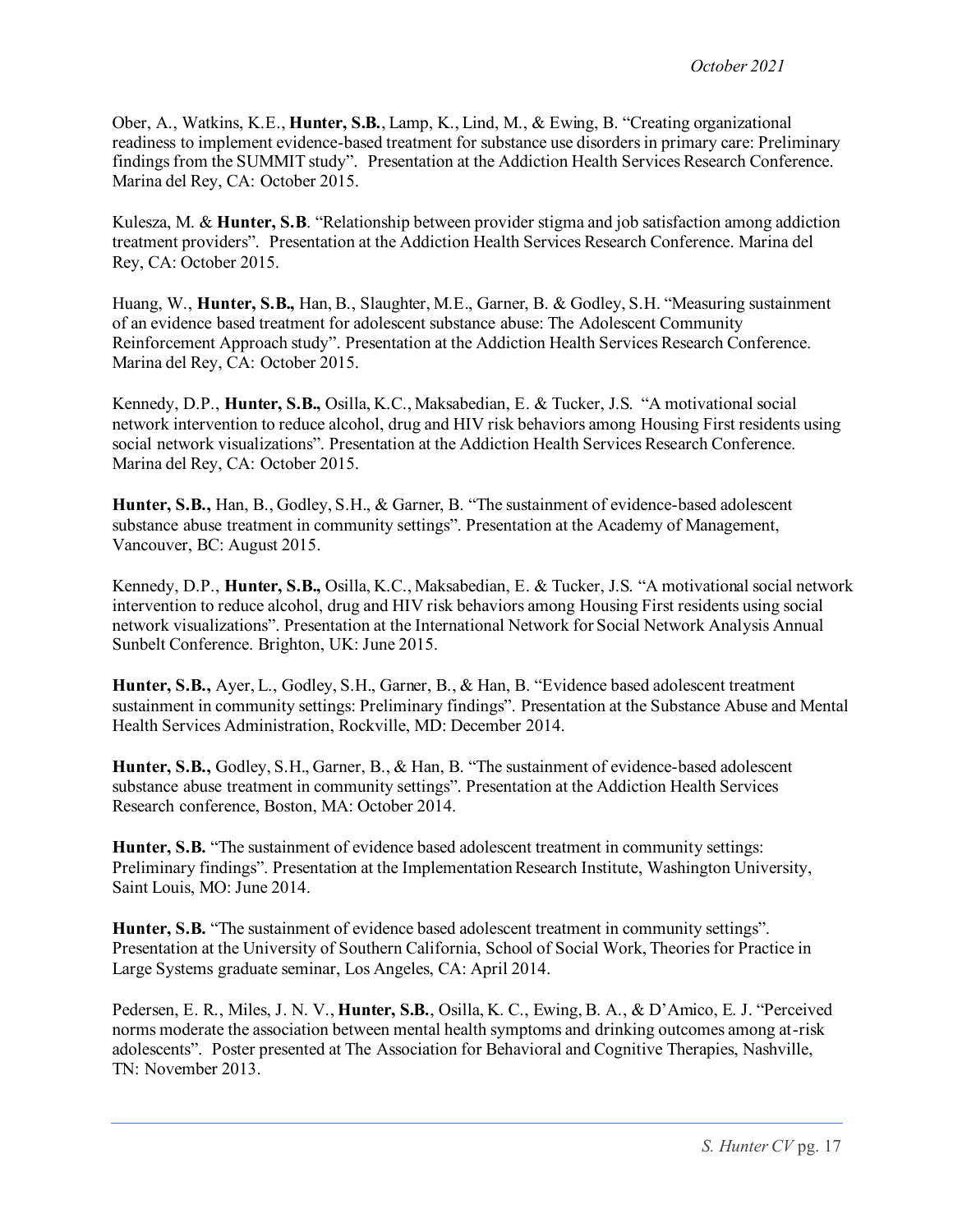Ober, A., Watkins, K.E., **Hunter, S.B.**, Lamp, K., Lind, M., & Ewing, B. "Creating organizational readiness to implement evidence-based treatment for substance use disorders in primary care: Preliminary findings from the SUMMIT study". Presentation at the Addiction Health Services Research Conference. Marina del Rey, CA: October 2015.

Kulesza, M. & **Hunter, S.B**. "Relationship between provider stigma and job satisfaction among addiction treatment providers". Presentation at the Addiction Health Services Research Conference. Marina del Rey, CA: October 2015.

Huang, W., **Hunter, S.B.,** Han, B., Slaughter, M.E., Garner, B. & Godley, S.H. "Measuring sustainment of an evidence based treatment for adolescent substance abuse: The Adolescent Community Reinforcement Approach study". Presentation at the Addiction Health Services Research Conference. Marina del Rey, CA: October 2015.

Kennedy, D.P., **Hunter, S.B.,** Osilla, K.C., Maksabedian, E. & Tucker, J.S. "A motivational social network intervention to reduce alcohol, drug and HIV risk behaviors among Housing First residents using social network visualizations". Presentation at the Addiction Health Services Research Conference. Marina del Rey, CA: October 2015.

**Hunter, S.B.,** Han, B., Godley, S.H., & Garner, B. "The sustainment of evidence-based adolescent substance abuse treatment in community settings". Presentation at the Academy of Management, Vancouver, BC: August 2015.

Kennedy, D.P., **Hunter, S.B.,** Osilla, K.C., Maksabedian, E. & Tucker, J.S. "A motivational social network intervention to reduce alcohol, drug and HIV risk behaviors among Housing First residents using social network visualizations". Presentation at the International Network for Social Network Analysis Annual Sunbelt Conference. Brighton, UK: June 2015.

**Hunter, S.B.,** Ayer, L., Godley, S.H., Garner, B., & Han, B. "Evidence based adolescent treatment sustainment in community settings: Preliminary findings". Presentation at the Substance Abuse and Mental Health Services Administration, Rockville, MD: December 2014.

**Hunter, S.B.,** Godley, S.H., Garner, B., & Han, B. "The sustainment of evidence-based adolescent substance abuse treatment in community settings". Presentation at the Addiction Health Services Research conference, Boston, MA: October 2014.

**Hunter, S.B.** "The sustainment of evidence based adolescent treatment in community settings: Preliminary findings". Presentation at the Implementation Research Institute, Washington University, Saint Louis, MO: June 2014.

**Hunter, S.B.** "The sustainment of evidence based adolescent treatment in community settings". Presentation at the University of Southern California, School of Social Work, Theories for Practice in Large Systems graduate seminar, Los Angeles, CA: April 2014.

Pedersen, E. R., Miles, J. N. V., **Hunter, S.B.**, Osilla, K. C., Ewing, B. A., & D'Amico, E. J. "Perceived norms moderate the association between mental health symptoms and drinking outcomes among at-risk adolescents". Poster presented at The Association for Behavioral and Cognitive Therapies, Nashville, TN: November 2013.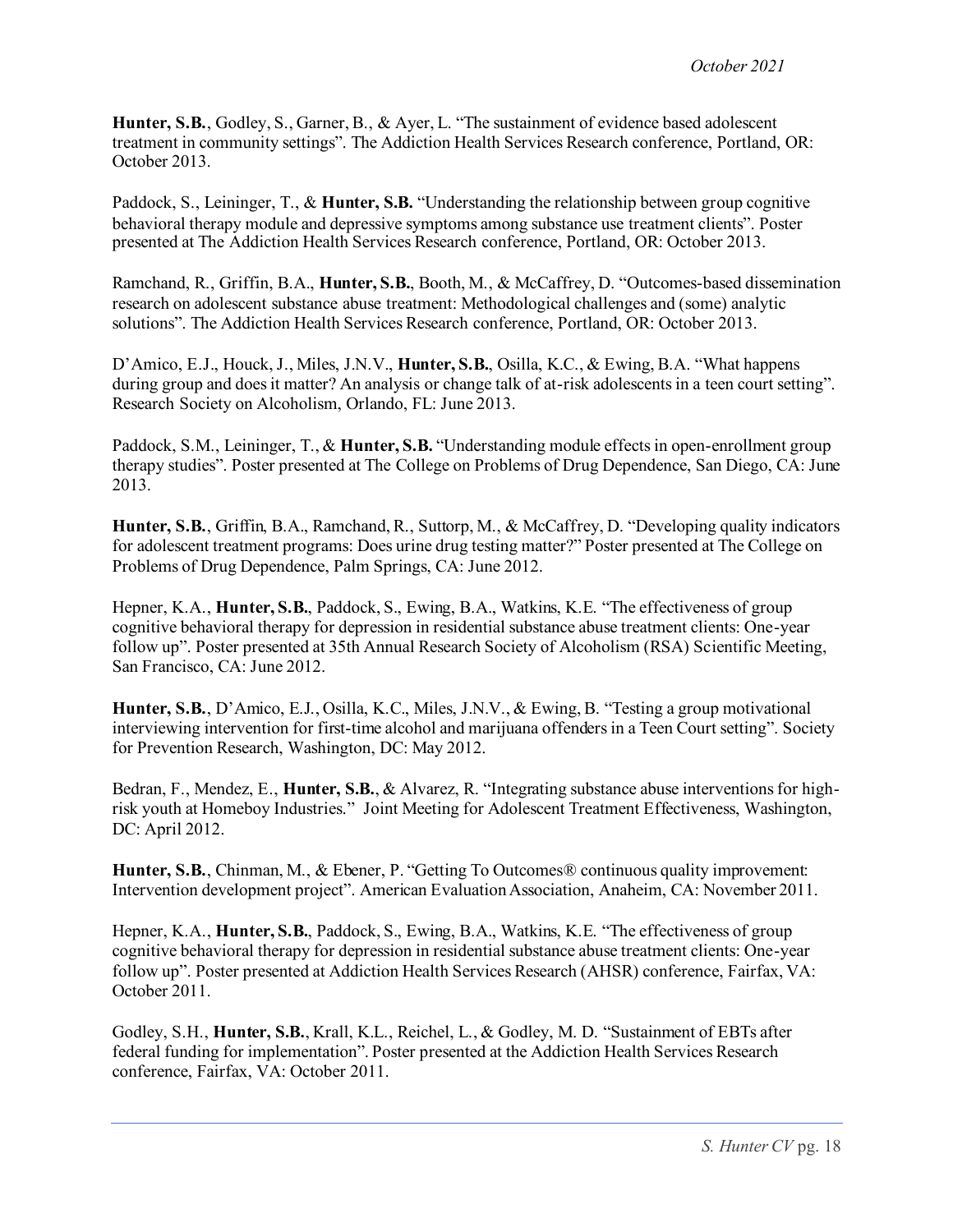**Hunter, S.B.**, Godley, S., Garner, B., & Ayer, L. "The sustainment of evidence based adolescent treatment in community settings". The Addiction Health Services Research conference, Portland, OR: October 2013.

Paddock, S., Leininger, T., & **Hunter, S.B.** "Understanding the relationship between group cognitive behavioral therapy module and depressive symptoms among substance use treatment clients". Poster presented at The Addiction Health Services Research conference, Portland, OR: October 2013.

Ramchand, R., Griffin, B.A., **Hunter, S.B.**, Booth, M., & McCaffrey, D. "Outcomes-based dissemination research on adolescent substance abuse treatment: Methodological challenges and (some) analytic solutions". The Addiction Health Services Research conference, Portland, OR: October 2013.

D'Amico, E.J., Houck, J., Miles, J.N.V., **Hunter, S.B.**, Osilla, K.C., & Ewing, B.A. "What happens during group and does it matter? An analysis or change talk of at-risk adolescents in a teen court setting". Research Society on Alcoholism, Orlando, FL: June 2013.

Paddock, S.M., Leininger, T., & **Hunter, S.B.** "Understanding module effects in open-enrollment group therapy studies". Poster presented at The College on Problems of Drug Dependence, San Diego, CA: June 2013.

**Hunter, S.B.**, Griffin, B.A., Ramchand, R., Suttorp, M., & McCaffrey, D. "Developing quality indicators for adolescent treatment programs: Does urine drug testing matter?" Poster presented at The College on Problems of Drug Dependence, Palm Springs, CA: June 2012.

Hepner, K.A., **Hunter, S.B.**, Paddock, S., Ewing, B.A., Watkins, K.E. "The effectiveness of group cognitive behavioral therapy for depression in residential substance abuse treatment clients: One-year follow up". Poster presented at 35th Annual Research Society of Alcoholism (RSA) Scientific Meeting, San Francisco, CA: June 2012.

**Hunter, S.B.**, D'Amico, E.J., Osilla, K.C., Miles, J.N.V., & Ewing, B. "Testing a group motivational interviewing intervention for first-time alcohol and marijuana offenders in a Teen Court setting". Society for Prevention Research, Washington, DC: May 2012.

Bedran, F., Mendez, E., **Hunter, S.B.**, & Alvarez, R. "Integrating substance abuse interventions for high-risk youth at Homeboy Industries." Joint Meeting for Adolescent Treatment Effectiveness, Washington, DC: April 2012.

**Hunter, S.B.**, Chinman, M., & Ebener, P. "Getting To Outcomes® continuous quality improvement: Intervention development project". American Evaluation Association, Anaheim, CA: November 2011.

Hepner, K.A., **Hunter, S.B.**, Paddock, S., Ewing, B.A., Watkins, K.E. "The effectiveness of group cognitive behavioral therapy for depression in residential substance abuse treatment clients: One-year follow up". Poster presented at Addiction Health Services Research (AHSR) conference, Fairfax, VA: October 2011.

Godley, S.H., **Hunter, S.B.**, Krall, K.L., Reichel, L., & Godley, M. D. "Sustainment of EBTs after federal funding for implementation". Poster presented at the Addiction Health Services Research conference, Fairfax, VA: October 2011.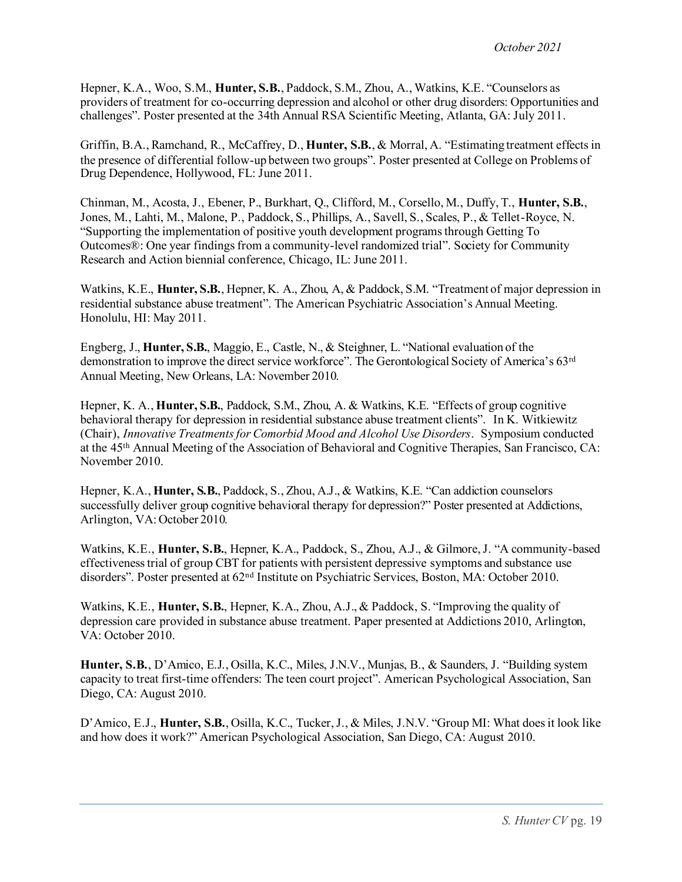Hepner, K.A., Woo, S.M., **Hunter, S.B.**, Paddock, S.M., Zhou, A., Watkins, K.E. "Counselors as providers of treatment for co-occurring depression and alcohol or other drug disorders: Opportunities and challenges". Poster presented at the 34th Annual RSA Scientific Meeting, Atlanta, GA: July 2011.

Griffin, B.A., Ramchand, R., McCaffrey, D., **Hunter, S.B.**, & Morral, A. "Estimating treatment effects in the presence of differential follow-up between two groups". Poster presented at College on Problems of Drug Dependence, Hollywood, FL: June 2011.

Chinman, M., Acosta, J., Ebener, P., Burkhart, Q., Clifford, M., Corsello, M., Duffy, T., **Hunter, S.B.**, Jones, M., Lahti, M., Malone, P., Paddock, S., Phillips, A., Savell, S., Scales, P., & Tellet-Royce, N. "Supporting the implementation of positive youth development programs through Getting To Outcomes®: One year findings from a community-level randomized trial". Society for Community Research and Action biennial conference, Chicago, IL: June 2011.

Watkins, K.E., **Hunter, S.B.**, Hepner, K. A., Zhou, A, & Paddock, S.M. "Treatment of major depression in residential substance abuse treatment". The American Psychiatric Association's Annual Meeting. Honolulu, HI: May 2011.

Engberg, J., **Hunter, S.B.**, Maggio, E., Castle, N., & Steighner, L. "National evaluation of the demonstration to improve the direct service workforce". The Gerontological Society of America's 63rd Annual Meeting, New Orleans, LA: November 2010.

Hepner, K. A., **Hunter, S.B.**, Paddock, S.M., Zhou, A. & Watkins, K.E. "Effects of group cognitive behavioral therapy for depression in residential substance abuse treatment clients". In K. Witkiewitz (Chair), *Innovative Treatments for Comorbid Mood and Alcohol Use Disorders*. Symposium conducted at the 45th Annual Meeting of the Association of Behavioral and Cognitive Therapies, San Francisco, CA: November 2010.

Hepner, K.A., **Hunter, S.B.**, Paddock, S., Zhou, A.J., & Watkins, K.E. "Can addiction counselors successfully deliver group cognitive behavioral therapy for depression?" Poster presented at Addictions, Arlington, VA: October 2010.

Watkins, K.E., **Hunter, S.B.**, Hepner, K.A., Paddock, S., Zhou, A.J., & Gilmore, J. "A community-based effectiveness trial of group CBT for patients with persistent depressive symptoms and substance use disorders". Poster presented at 62nd Institute on Psychiatric Services, Boston, MA: October 2010.

Watkins, K.E., **Hunter, S.B.**, Hepner, K.A., Zhou, A.J., & Paddock, S. "Improving the quality of depression care provided in substance abuse treatment. Paper presented at Addictions 2010, Arlington, VA: October 2010.

**Hunter, S.B.**, D'Amico, E.J., Osilla, K.C., Miles, J.N.V., Munjas, B., & Saunders, J. "Building system capacity to treat first-time offenders: The teen court project". American Psychological Association, San Diego, CA: August 2010.

D'Amico, E.J., **Hunter, S.B.**, Osilla, K.C., Tucker, J., & Miles, J.N.V. "Group MI: What does it look like and how does it work?" American Psychological Association, San Diego, CA: August 2010.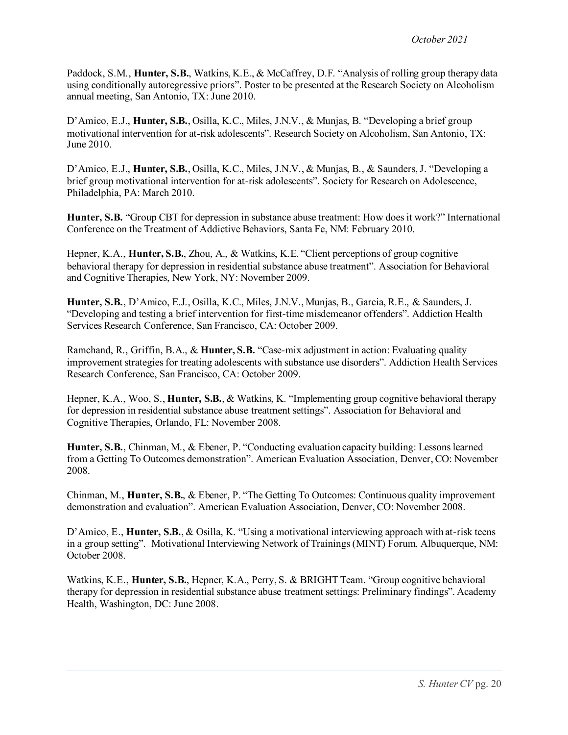Paddock, S.M., **Hunter, S.B.**, Watkins, K.E., & McCaffrey, D.F. “Analysis of rolling group therapy data using conditionally autoregressive priors”. Poster to be presented at the Research Society on Alcoholism annual meeting, San Antonio, TX: June 2010.

D’Amico, E.J., **Hunter, S.B.**, Osilla, K.C., Miles, J.N.V., & Munjas, B. “Developing a brief group motivational intervention for at-risk adolescents”. Research Society on Alcoholism, San Antonio, TX: June 2010.

D’Amico, E.J., **Hunter, S.B.**, Osilla, K.C., Miles, J.N.V., & Munjas, B., & Saunders, J. “Developing a brief group motivational intervention for at-risk adolescents”. Society for Research on Adolescence, Philadelphia, PA: March 2010.

**Hunter, S.B.** “Group CBT for depression in substance abuse treatment: How does it work?” International Conference on the Treatment of Addictive Behaviors, Santa Fe, NM: February 2010.

Hepner, K.A., **Hunter, S.B.**, Zhou, A., & Watkins, K.E. “Client perceptions of group cognitive behavioral therapy for depression in residential substance abuse treatment”. Association for Behavioral and Cognitive Therapies, New York, NY: November 2009.

**Hunter, S.B.**, D’Amico, E.J., Osilla, K.C., Miles, J.N.V., Munjas, B., Garcia, R.E., & Saunders, J. “Developing and testing a brief intervention for first-time misdemeanor offenders”. Addiction Health Services Research Conference, San Francisco, CA: October 2009.

Ramchand, R., Griffin, B.A., & **Hunter, S.B.** “Case-mix adjustment in action: Evaluating quality improvement strategies for treating adolescents with substance use disorders”. Addiction Health Services Research Conference, San Francisco, CA: October 2009.

Hepner, K.A., Woo, S., **Hunter, S.B.**, & Watkins, K. “Implementing group cognitive behavioral therapy for depression in residential substance abuse treatment settings”. Association for Behavioral and Cognitive Therapies, Orlando, FL: November 2008.

**Hunter, S.B.**, Chinman, M., & Ebener, P. “Conducting evaluation capacity building: Lessons learned from a Getting To Outcomes demonstration”. American Evaluation Association, Denver, CO: November 2008.

Chinman, M., **Hunter, S.B.**, & Ebener, P. “The Getting To Outcomes: Continuous quality improvement demonstration and evaluation”. American Evaluation Association, Denver, CO: November 2008.

D’Amico, E., **Hunter, S.B.**, & Osilla, K. “Using a motivational interviewing approach with at-risk teens in a group setting”. Motivational Interviewing Network of Trainings (MINT) Forum, Albuquerque, NM: October 2008.

Watkins, K.E., **Hunter, S.B.**, Hepner, K.A., Perry, S. & BRIGHT Team. “Group cognitive behavioral therapy for depression in residential substance abuse treatment settings: Preliminary findings”. Academy Health, Washington, DC: June 2008.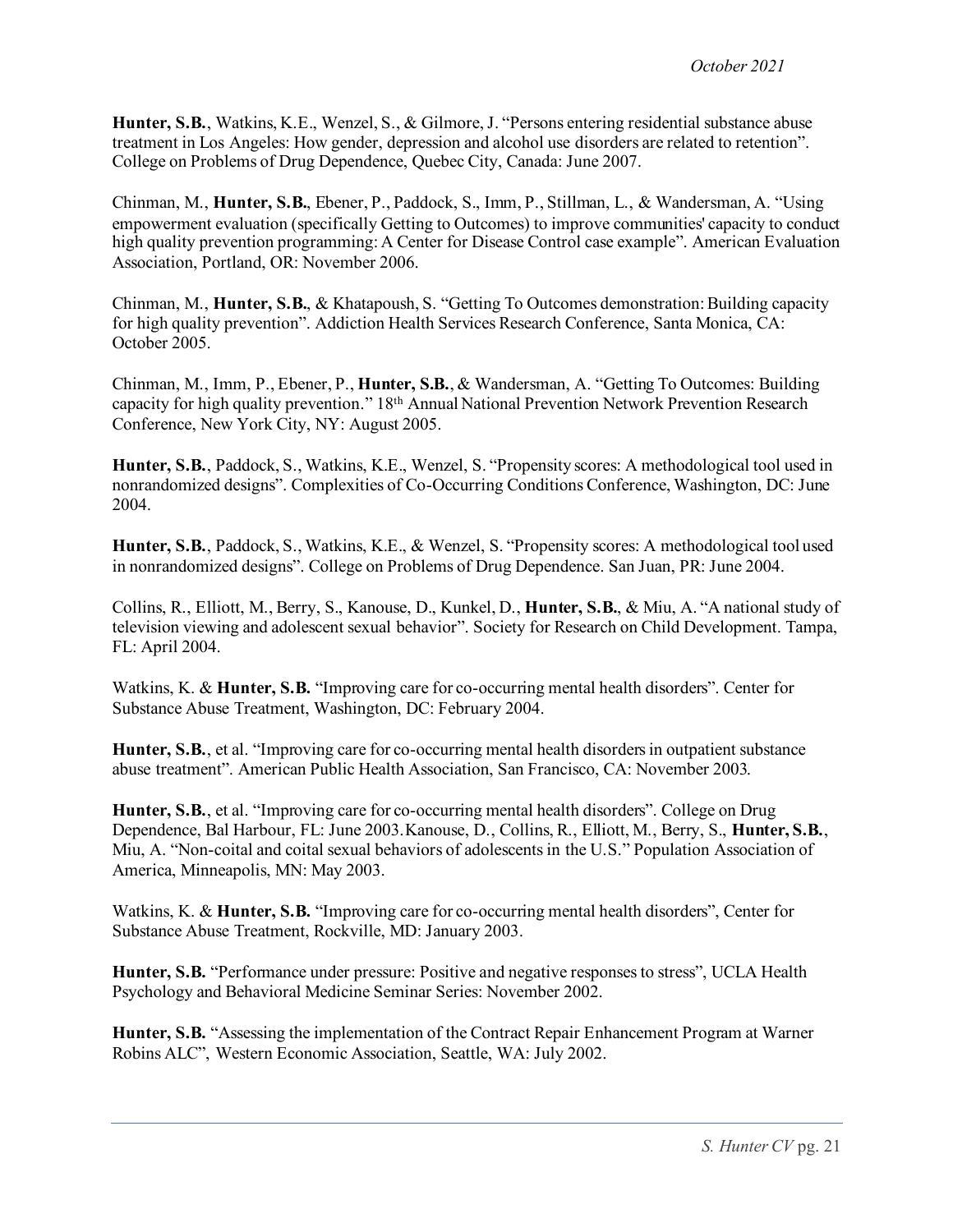**Hunter, S.B.**, Watkins, K.E., Wenzel, S., & Gilmore, J. "Persons entering residential substance abuse treatment in Los Angeles: How gender, depression and alcohol use disorders are related to retention". College on Problems of Drug Dependence, Quebec City, Canada: June 2007.

Chinman, M., **Hunter, S.B.**, Ebener, P., Paddock, S., Imm, P., Stillman, L., & Wandersman, A. "Using empowerment evaluation (specifically Getting to Outcomes) to improve communities' capacity to conduct high quality prevention programming: A Center for Disease Control case example". American Evaluation Association, Portland, OR: November 2006.

Chinman, M., **Hunter, S.B.**, & Khatapoush, S. "Getting To Outcomes demonstration: Building capacity for high quality prevention". Addiction Health Services Research Conference, Santa Monica, CA: October 2005.

Chinman, M., Imm, P., Ebener, P., **Hunter, S.B.**, & Wandersman, A. "Getting To Outcomes: Building capacity for high quality prevention." 18th Annual National Prevention Network Prevention Research Conference, New York City, NY: August 2005.

**Hunter, S.B.**, Paddock, S., Watkins, K.E., Wenzel, S. "Propensity scores: A methodological tool used in nonrandomized designs". Complexities of Co-Occurring Conditions Conference, Washington, DC: June 2004.

**Hunter, S.B.**, Paddock, S., Watkins, K.E., & Wenzel, S. "Propensity scores: A methodological tool used in nonrandomized designs". College on Problems of Drug Dependence. San Juan, PR: June 2004.

Collins, R., Elliott, M., Berry, S., Kanouse, D., Kunkel, D., **Hunter, S.B.**, & Miu, A. "A national study of television viewing and adolescent sexual behavior". Society for Research on Child Development. Tampa, FL: April 2004.

Watkins, K. & **Hunter, S.B.** "Improving care for co-occurring mental health disorders". Center for Substance Abuse Treatment, Washington, DC: February 2004.

**Hunter, S.B.**, et al. "Improving care for co-occurring mental health disorders in outpatient substance abuse treatment". American Public Health Association, San Francisco, CA: November 2003.

**Hunter, S.B.**, et al. "Improving care for co-occurring mental health disorders". College on Drug Dependence, Bal Harbour, FL: June 2003.Kanouse, D., Collins, R., Elliott, M., Berry, S., **Hunter, S.B.**, Miu, A. "Non-coital and coital sexual behaviors of adolescents in the U.S." Population Association of America, Minneapolis, MN: May 2003.

Watkins, K. & **Hunter, S.B.** "Improving care for co-occurring mental health disorders", Center for Substance Abuse Treatment, Rockville, MD: January 2003.

**Hunter, S.B.** "Performance under pressure: Positive and negative responses to stress", UCLA Health Psychology and Behavioral Medicine Seminar Series: November 2002.

**Hunter, S.B.** "Assessing the implementation of the Contract Repair Enhancement Program at Warner Robins ALC", Western Economic Association, Seattle, WA: July 2002.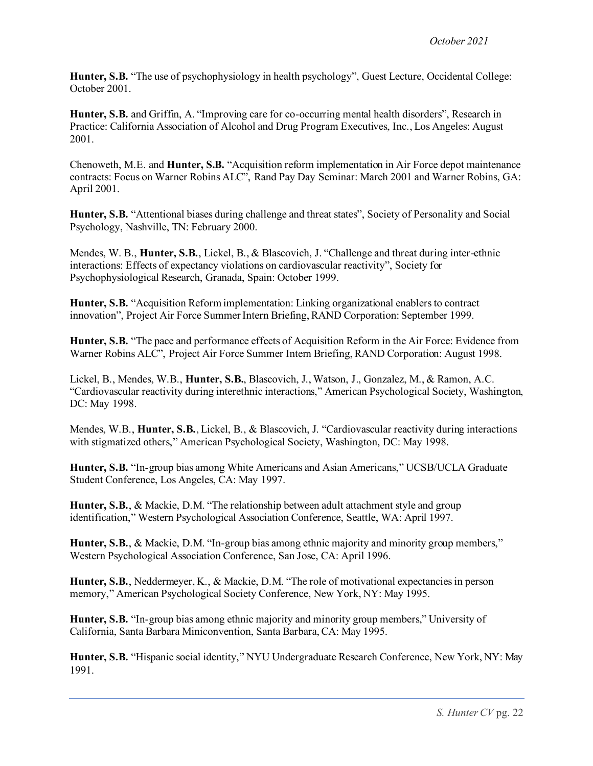**Hunter, S.B.** "The use of psychophysiology in health psychology", Guest Lecture, Occidental College: October 2001.

**Hunter, S.B.** and Griffin, A. "Improving care for co-occurring mental health disorders", Research in Practice: California Association of Alcohol and Drug Program Executives, Inc., Los Angeles: August 2001.

Chenoweth, M.E. and **Hunter, S.B.** "Acquisition reform implementation in Air Force depot maintenance contracts: Focus on Warner Robins ALC", Rand Pay Day Seminar: March 2001 and Warner Robins, GA: April 2001.

**Hunter, S.B.** "Attentional biases during challenge and threat states", Society of Personality and Social Psychology, Nashville, TN: February 2000.

Mendes, W. B., **Hunter, S.B.**, Lickel, B., & Blascovich, J. "Challenge and threat during inter-ethnic interactions: Effects of expectancy violations on cardiovascular reactivity", Society for Psychophysiological Research, Granada, Spain: October 1999.

**Hunter, S.B.** "Acquisition Reform implementation: Linking organizational enablers to contract innovation", Project Air Force Summer Intern Briefing, RAND Corporation: September 1999.

**Hunter, S.B.** "The pace and performance effects of Acquisition Reform in the Air Force: Evidence from Warner Robins ALC", Project Air Force Summer Intern Briefing, RAND Corporation: August 1998.

Lickel, B., Mendes, W.B., **Hunter, S.B.**, Blascovich, J., Watson, J., Gonzalez, M., & Ramon, A.C. "Cardiovascular reactivity during interethnic interactions," American Psychological Society, Washington, DC: May 1998.

Mendes, W.B., **Hunter, S.B.**, Lickel, B., & Blascovich, J. "Cardiovascular reactivity during interactions with stigmatized others," American Psychological Society, Washington, DC: May 1998.

**Hunter, S.B.** "In-group bias among White Americans and Asian Americans," UCSB/UCLA Graduate Student Conference, Los Angeles, CA: May 1997.

**Hunter, S.B.**, & Mackie, D.M. "The relationship between adult attachment style and group identification," Western Psychological Association Conference, Seattle, WA: April 1997.

**Hunter, S.B.**, & Mackie, D.M. "In-group bias among ethnic majority and minority group members," Western Psychological Association Conference, San Jose, CA: April 1996.

**Hunter, S.B.**, Neddermeyer, K., & Mackie, D.M. "The role of motivational expectancies in person memory," American Psychological Society Conference, New York, NY: May 1995.

**Hunter, S.B.** "In-group bias among ethnic majority and minority group members," University of California, Santa Barbara Miniconvention, Santa Barbara, CA: May 1995.

**Hunter, S.B.** "Hispanic social identity," NYU Undergraduate Research Conference, New York, NY: May 1991.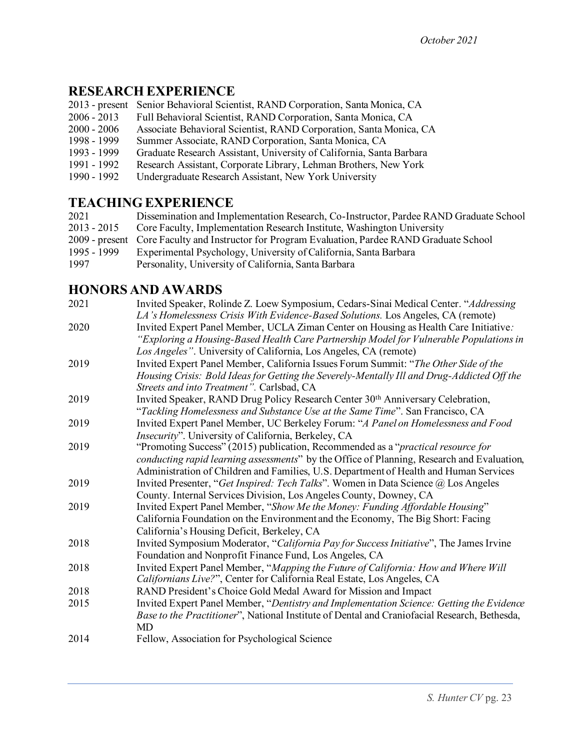*October 2021*

## RESEARCH EXPERIENCE

2013 - present Senior Behavioral Scientist, RAND Corporation, Santa Monica, CA
2006 - 2013 Full Behavioral Scientist, RAND Corporation, Santa Monica, CA
2000 - 2006 Associate Behavioral Scientist, RAND Corporation, Santa Monica, CA
1998 - 1999 Summer Associate, RAND Corporation, Santa Monica, CA
1993 - 1999 Graduate Research Assistant, University of California, Santa Barbara
1991 - 1992 Research Assistant, Corporate Library, Lehman Brothers, New York
1990 - 1992 Undergraduate Research Assistant, New York University

## TEACHING EXPERIENCE

2021 Dissemination and Implementation Research, Co-Instructor, Pardee RAND Graduate School
2013 - 2015 Core Faculty, Implementation Research Institute, Washington University
2009 - present Core Faculty and Instructor for Program Evaluation, Pardee RAND Graduate School
1995 - 1999 Experimental Psychology, University of California, Santa Barbara
1997 Personality, University of California, Santa Barbara

## HONORS AND AWARDS

2021 Invited Speaker, Rolinde Z. Loew Symposium, Cedars-Sinai Medical Center. "*Addressing LA's Homelessness Crisis With Evidence-Based Solutions.* Los Angeles, CA (remote)
2020 Invited Expert Panel Member, UCLA Ziman Center on Housing as Health Care Initiative*: "Exploring a Housing-Based Health Care Partnership Model for Vulnerable Populations in Los Angeles"*. University of California, Los Angeles, CA (remote)
2019 Invited Expert Panel Member, California Issues Forum Summit: "*The Other Side of the Housing Crisis: Bold Ideas for Getting the Severely-Mentally Ill and Drug-Addicted Off the Streets and into Treatment".* Carlsbad, CA
2019 Invited Speaker, RAND Drug Policy Research Center 30th Anniversary Celebration, "*Tackling Homelessness and Substance Use at the Same Time*". San Francisco, CA
2019 Invited Expert Panel Member, UC Berkeley Forum: "*A Panel on Homelessness and Food Insecurity*". University of California, Berkeley, CA
2019 "Promoting Success" (2015) publication, Recommended as a "*practical resource for conducting rapid learning assessments*" by the Office of Planning, Research and Evaluation, Administration of Children and Families, U.S. Department of Health and Human Services
2019 Invited Presenter, "*Get Inspired: Tech Talks*". Women in Data Science @ Los Angeles County. Internal Services Division, Los Angeles County, Downey, CA
2019 Invited Expert Panel Member, "*Show Me the Money: Funding Affordable Housing*" California Foundation on the Environment and the Economy, The Big Short: Facing California's Housing Deficit, Berkeley, CA
2018 Invited Symposium Moderator, "*California Pay for Success Initiative*", The James Irvine Foundation and Nonprofit Finance Fund, Los Angeles, CA
2018 Invited Expert Panel Member, "*Mapping the Future of California: How and Where Will Californians Live?*", Center for California Real Estate, Los Angeles, CA
2018 RAND President's Choice Gold Medal Award for Mission and Impact
2015 Invited Expert Panel Member, "*Dentistry and Implementation Science: Getting the Evidence Base to the Practitioner*", National Institute of Dental and Craniofacial Research, Bethesda, MD
2014 Fellow, Association for Psychological Science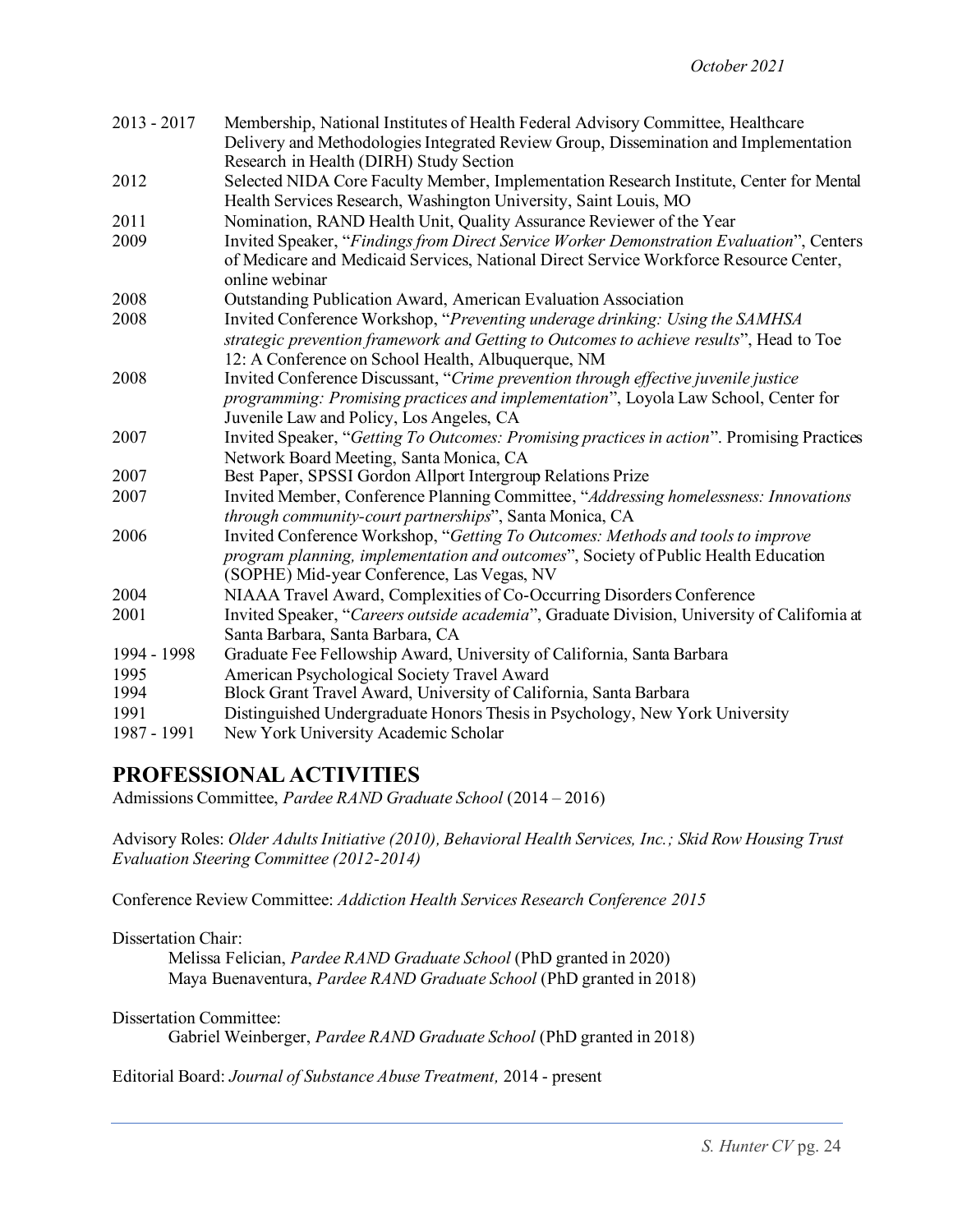| | |
|---|---|
| 2013 - 2017 | Membership, National Institutes of Health Federal Advisory Committee, Healthcare Delivery and Methodologies Integrated Review Group, Dissemination and Implementation Research in Health (DIRH) Study Section |
| 2012 | Selected NIDA Core Faculty Member, Implementation Research Institute, Center for Mental Health Services Research, Washington University, Saint Louis, MO |
| 2011 | Nomination, RAND Health Unit, Quality Assurance Reviewer of the Year |
| 2009 | Invited Speaker, "*Findings from Direct Service Worker Demonstration Evaluation*", Centers of Medicare and Medicaid Services, National Direct Service Workforce Resource Center, online webinar |
| 2008 | Outstanding Publication Award, American Evaluation Association |
| 2008 | Invited Conference Workshop, "*Preventing underage drinking: Using the SAMHSA strategic prevention framework and Getting to Outcomes to achieve results*", Head to Toe 12: A Conference on School Health, Albuquerque, NM |
| 2008 | Invited Conference Discussant, "*Crime prevention through effective juvenile justice programming: Promising practices and implementation*", Loyola Law School, Center for Juvenile Law and Policy, Los Angeles, CA |
| 2007 | Invited Speaker, "*Getting To Outcomes: Promising practices in action*". Promising Practices Network Board Meeting, Santa Monica, CA |
| 2007 | Best Paper, SPSSI Gordon Allport Intergroup Relations Prize |
| 2007 | Invited Member, Conference Planning Committee, "*Addressing homelessness: Innovations through community-court partnerships*", Santa Monica, CA |
| 2006 | Invited Conference Workshop, "*Getting To Outcomes: Methods and tools to improve program planning, implementation and outcomes*", Society of Public Health Education (SOPHE) Mid-year Conference, Las Vegas, NV |
| 2004 | NIAAA Travel Award, Complexities of Co-Occurring Disorders Conference |
| 2001 | Invited Speaker, "*Careers outside academia*", Graduate Division, University of California at Santa Barbara, Santa Barbara, CA |
| 1994 - 1998 | Graduate Fee Fellowship Award, University of California, Santa Barbara |
| 1995 | American Psychological Society Travel Award |
| 1994 | Block Grant Travel Award, University of California, Santa Barbara |
| 1991 | Distinguished Undergraduate Honors Thesis in Psychology, New York University |
| 1987 - 1991 | New York University Academic Scholar |

## PROFESSIONAL ACTIVITIES

Admissions Committee, *Pardee RAND Graduate School* (2014 – 2016)

Advisory Roles: *Older Adults Initiative (2010), Behavioral Health Services, Inc.; Skid Row Housing Trust Evaluation Steering Committee (2012-2014)*

Conference Review Committee: *Addiction Health Services Research Conference 2015*

Dissertation Chair:

- Melissa Felician, *Pardee RAND Graduate School* (PhD granted in 2020)
- Maya Buenaventura, *Pardee RAND Graduate School* (PhD granted in 2018)

Dissertation Committee:

- Gabriel Weinberger, *Pardee RAND Graduate School* (PhD granted in 2018)

Editorial Board: *Journal of Substance Abuse Treatment,* 2014 - present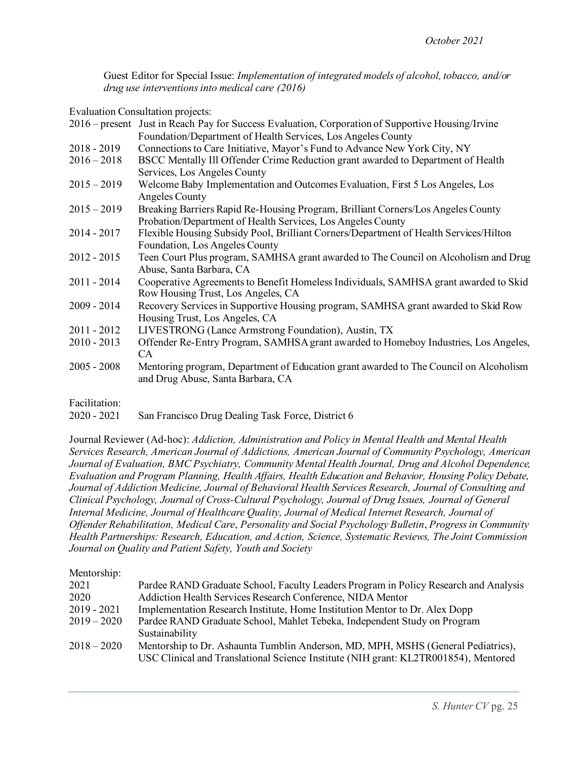Guest Editor for Special Issue: *Implementation of integrated models of alcohol, tobacco, and/or drug use interventions into medical care (2016)*

Evaluation Consultation projects:

| | |
|---|---|
| 2016 – present | Just in Reach Pay for Success Evaluation, Corporation of Supportive Housing/Irvine Foundation/Department of Health Services, Los Angeles County |
| 2018 - 2019 | Connections to Care Initiative, Mayor's Fund to Advance New York City, NY |
| 2016 – 2018 | BSCC Mentally Ill Offender Crime Reduction grant awarded to Department of Health Services, Los Angeles County |
| 2015 – 2019 | Welcome Baby Implementation and Outcomes Evaluation, First 5 Los Angeles, Los Angeles County |
| 2015 – 2019 | Breaking Barriers Rapid Re-Housing Program, Brilliant Corners/Los Angeles County Probation/Department of Health Services, Los Angeles County |
| 2014 - 2017 | Flexible Housing Subsidy Pool, Brilliant Corners/Department of Health Services/Hilton Foundation, Los Angeles County |
| 2012 - 2015 | Teen Court Plus program, SAMHSA grant awarded to The Council on Alcoholism and Drug Abuse, Santa Barbara, CA |
| 2011 - 2014 | Cooperative Agreements to Benefit Homeless Individuals, SAMHSA grant awarded to Skid Row Housing Trust, Los Angeles, CA |
| 2009 - 2014 | Recovery Services in Supportive Housing program, SAMHSA grant awarded to Skid Row Housing Trust, Los Angeles, CA |
| 2011 - 2012 | LIVESTRONG (Lance Armstrong Foundation), Austin, TX |
| 2010 - 2013 | Offender Re-Entry Program, SAMHSA grant awarded to Homeboy Industries, Los Angeles, CA |
| 2005 - 2008 | Mentoring program, Department of Education grant awarded to The Council on Alcoholism and Drug Abuse, Santa Barbara, CA |

Facilitation:

| | |
|---|---|
| 2020 - 2021 | San Francisco Drug Dealing Task Force, District 6 |

Journal Reviewer (Ad-hoc): *Addiction, Administration and Policy in Mental Health and Mental Health Services Research, American Journal of Addictions, American Journal of Community Psychology, American Journal of Evaluation, BMC Psychiatry, Community Mental Health Journal, Drug and Alcohol Dependence, Evaluation and Program Planning, Health Affairs, Health Education and Behavior, Housing Policy Debate, Journal of Addiction Medicine, Journal of Behavioral Health Services Research, Journal of Consulting and Clinical Psychology, Journal of Cross-Cultural Psychology, Journal of Drug Issues, Journal of General Internal Medicine, Journal of Healthcare Quality, Journal of Medical Internet Research, Journal of Offender Rehabilitation, Medical Care*, *Personality and Social Psychology Bulletin*, *Progress in Community Health Partnerships: Research, Education, and Action, Science, Systematic Reviews, The Joint Commission Journal on Quality and Patient Safety, Youth and Society*

Mentorship:

| | |
|---|---|
| 2021 | Pardee RAND Graduate School, Faculty Leaders Program in Policy Research and Analysis |
| 2020 | Addiction Health Services Research Conference, NIDA Mentor |
| 2019 - 2021 | Implementation Research Institute, Home Institution Mentor to Dr. Alex Dopp |
| 2019 – 2020 | Pardee RAND Graduate School, Mahlet Tebeka, Independent Study on Program Sustainability |
| 2018 – 2020 | Mentorship to Dr. Ashaunta Tumblin Anderson, MD, MPH, MSHS (General Pediatrics), USC Clinical and Translational Science Institute (NIH grant: KL2TR001854), Mentored |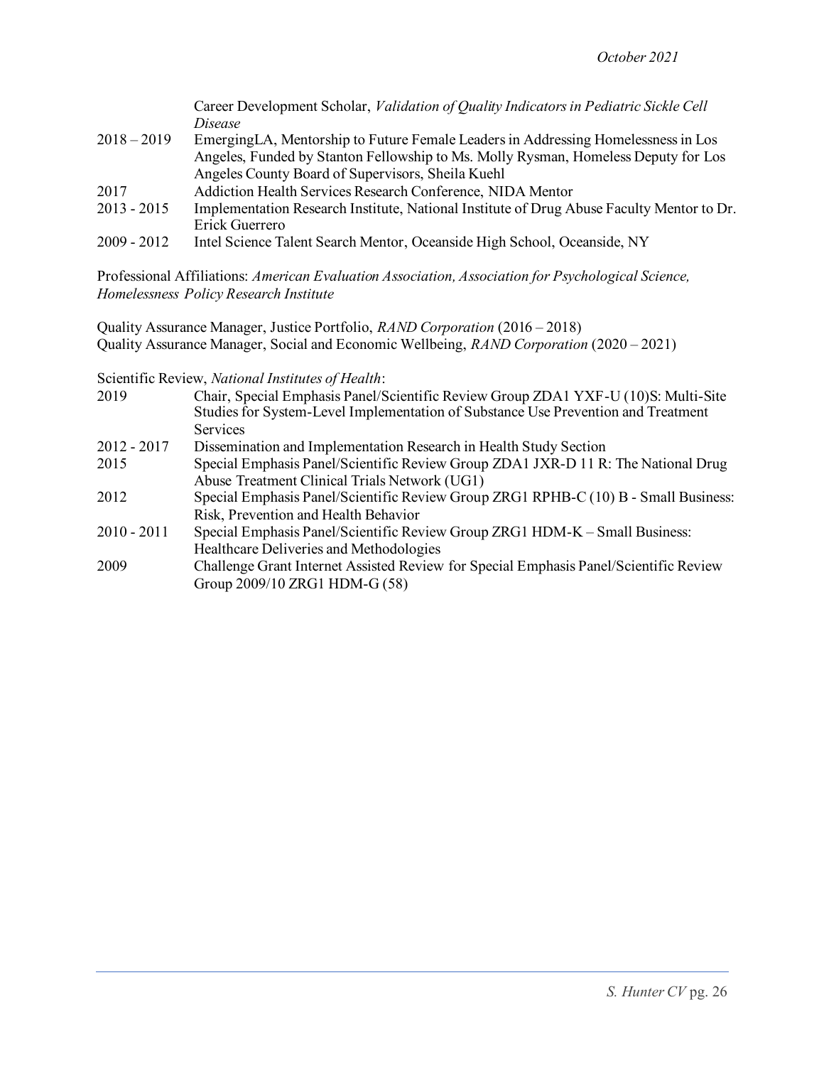| | |
|---|---|
| | Career Development Scholar, *Validation of Quality Indicators in Pediatric Sickle Cell Disease* |
| 2018 – 2019 | EmergingLA, Mentorship to Future Female Leaders in Addressing Homelessness in Los Angeles, Funded by Stanton Fellowship to Ms. Molly Rysman, Homeless Deputy for Los Angeles County Board of Supervisors, Sheila Kuehl |
| 2017 | Addiction Health Services Research Conference, NIDA Mentor |
| 2013 - 2015 | Implementation Research Institute, National Institute of Drug Abuse Faculty Mentor to Dr. Erick Guerrero |
| 2009 - 2012 | Intel Science Talent Search Mentor, Oceanside High School, Oceanside, NY |

Professional Affiliations: *American Evaluation Association, Association for Psychological Science, Homelessness Policy Research Institute*

Quality Assurance Manager, Justice Portfolio, *RAND Corporation* (2016 – 2018)
Quality Assurance Manager, Social and Economic Wellbeing, *RAND Corporation* (2020 – 2021)

Scientific Review, *National Institutes of Health*:

| | |
|---|---|
| 2019 | Chair, Special Emphasis Panel/Scientific Review Group ZDA1 YXF-U (10)S: Multi-Site Studies for System-Level Implementation of Substance Use Prevention and Treatment Services |
| 2012 - 2017 | Dissemination and Implementation Research in Health Study Section |
| 2015 | Special Emphasis Panel/Scientific Review Group ZDA1 JXR-D 11 R: The National Drug Abuse Treatment Clinical Trials Network (UG1) |
| 2012 | Special Emphasis Panel/Scientific Review Group ZRG1 RPHB-C (10) B - Small Business: Risk, Prevention and Health Behavior |
| 2010 - 2011 | Special Emphasis Panel/Scientific Review Group ZRG1 HDM-K – Small Business: Healthcare Deliveries and Methodologies |
| 2009 | Challenge Grant Internet Assisted Review for Special Emphasis Panel/Scientific Review Group 2009/10 ZRG1 HDM-G (58) |